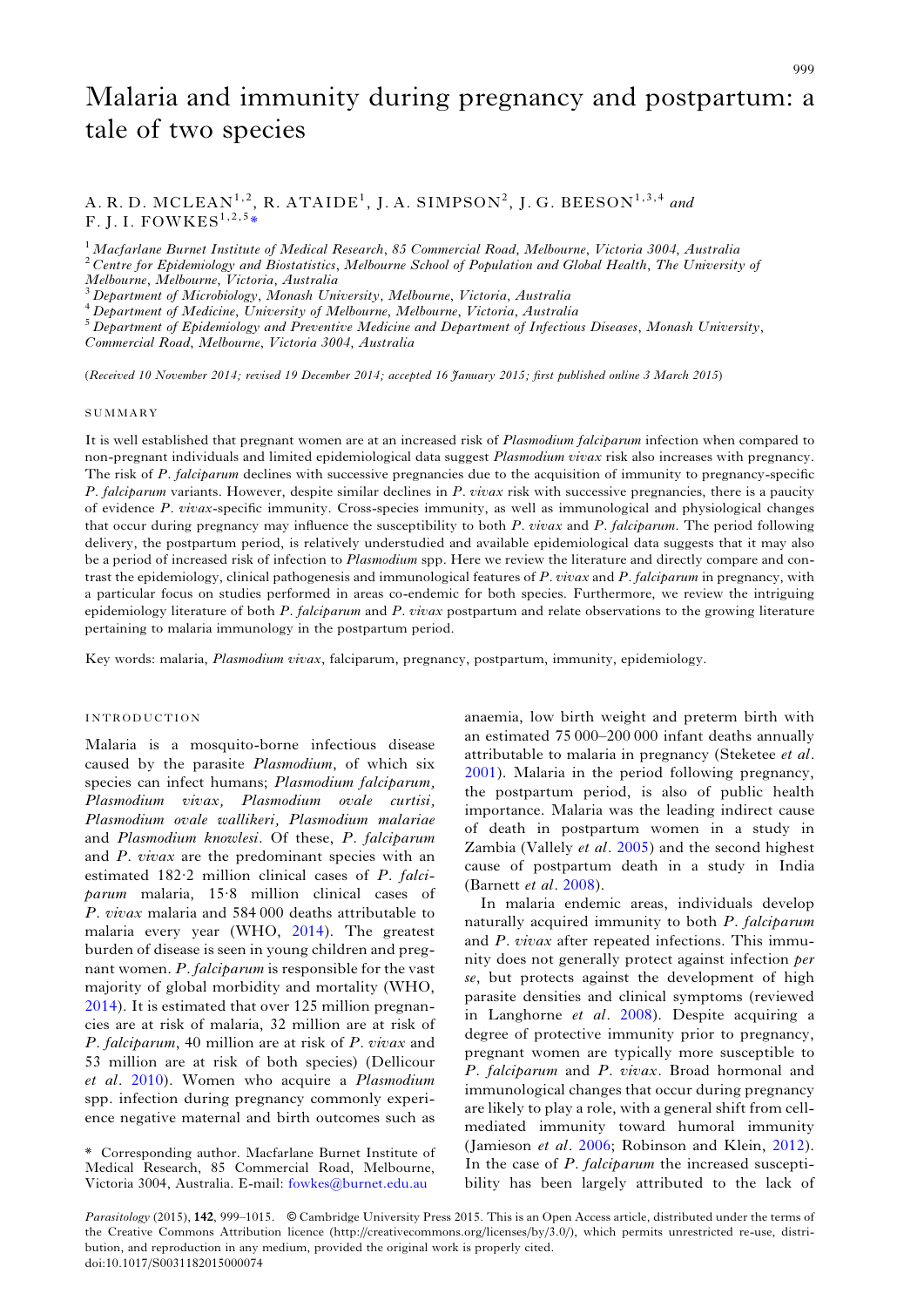# Malaria and immunity during pregnancy and postpartum: a tale of two species

A. R. D. MCLEAN[1,2], R. ATAIDE[1], J. A. SIMPSON[2], J. G. BEESON[1,3,4] *and* F. J. I. FOWKES[1,2,5]*

[1] Macfarlane Burnet Institute of Medical Research, 85 Commercial Road, Melbourne, Victoria 3004, Australia
[2] Centre for Epidemiology and Biostatistics, Melbourne School of Population and Global Health, The University of Melbourne, Melbourne, Victoria, Australia
[3] Department of Microbiology, Monash University, Melbourne, Victoria, Australia
[4] Department of Medicine, University of Melbourne, Melbourne, Victoria, Australia
[5] Department of Epidemiology and Preventive Medicine and Department of Infectious Diseases, Monash University, Commercial Road, Melbourne, Victoria 3004, Australia

(*Received 10 November 2014; revised 19 December 2014; accepted 16 January 2015; first published online 3 March 2015*)

## SUMMARY

It is well established that pregnant women are at an increased risk of *Plasmodium falciparum* infection when compared to non-pregnant individuals and limited epidemiological data suggest *Plasmodium vivax* risk also increases with pregnancy. The risk of *P. falciparum* declines with successive pregnancies due to the acquisition of immunity to pregnancy-specific *P. falciparum* variants. However, despite similar declines in *P. vivax* risk with successive pregnancies, there is a paucity of evidence *P. vivax*-specific immunity. Cross-species immunity, as well as immunological and physiological changes that occur during pregnancy may influence the susceptibility to both *P. vivax* and *P. falciparum*. The period following delivery, the postpartum period, is relatively understudied and available epidemiological data suggests that it may also be a period of increased risk of infection to *Plasmodium* spp. Here we review the literature and directly compare and contrast the epidemiology, clinical pathogenesis and immunological features of *P. vivax* and *P. falciparum* in pregnancy, with a particular focus on studies performed in areas co-endemic for both species. Furthermore, we review the intriguing epidemiology literature of both *P. falciparum* and *P. vivax* postpartum and relate observations to the growing literature pertaining to malaria immunology in the postpartum period.

Key words: malaria, *Plasmodium vivax*, falciparum, pregnancy, postpartum, immunity, epidemiology.

## INTRODUCTION

Malaria is a mosquito-borne infectious disease caused by the parasite *Plasmodium*, of which six species can infect humans; *Plasmodium falciparum, Plasmodium vivax, Plasmodium ovale curtisi, Plasmodium ovale wallikeri, Plasmodium malariae* and *Plasmodium knowlesi*. Of these, *P. falciparum* and *P. vivax* are the predominant species with an estimated 182·2 million clinical cases of *P. falciparum* malaria, 15·8 million clinical cases of *P. vivax* malaria and 584 000 deaths attributable to malaria every year (WHO, 2014). The greatest burden of disease is seen in young children and pregnant women. *P. falciparum* is responsible for the vast majority of global morbidity and mortality (WHO, 2014). It is estimated that over 125 million pregnancies are at risk of malaria, 32 million are at risk of *P. falciparum*, 40 million are at risk of *P. vivax* and 53 million are at risk of both species) (Dellicour *et al*. 2010). Women who acquire a *Plasmodium* spp. infection during pregnancy commonly experience negative maternal and birth outcomes such as anaemia, low birth weight and preterm birth with an estimated 75 000–200 000 infant deaths annually attributable to malaria in pregnancy (Steketee *et al*. 2001). Malaria in the period following pregnancy, the postpartum period, is also of public health importance. Malaria was the leading indirect cause of death in postpartum women in a study in Zambia (Vallely *et al*. 2005) and the second highest cause of postpartum death in a study in India (Barnett *et al*. 2008).

In malaria endemic areas, individuals develop naturally acquired immunity to both *P. falciparum* and *P. vivax* after repeated infections. This immunity does not generally protect against infection *per se*, but protects against the development of high parasite densities and clinical symptoms (reviewed in Langhorne *et al*. 2008). Despite acquiring a degree of protective immunity prior to pregnancy, pregnant women are typically more susceptible to *P. falciparum* and *P. vivax*. Broad hormonal and immunological changes that occur during pregnancy are likely to play a role, with a general shift from cell-mediated immunity toward humoral immunity (Jamieson *et al*. 2006; Robinson and Klein, 2012). In the case of *P. falciparum* the increased susceptibility has been largely attributed to the lack of

\* Corresponding author. Macfarlane Burnet Institute of Medical Research, 85 Commercial Road, Melbourne, Victoria 3004, Australia. E-mail: fowkes@burnet.edu.au

*Parasitology* (2015), **142**, 999–1015. © Cambridge University Press 2015. This is an Open Access article, distributed under the terms of the Creative Commons Attribution licence (http://creativecommons.org/licenses/by/3.0/), which permits unrestricted re-use, distribution, and reproduction in any medium, provided the original work is properly cited.
doi:10.1017/S0031182015000074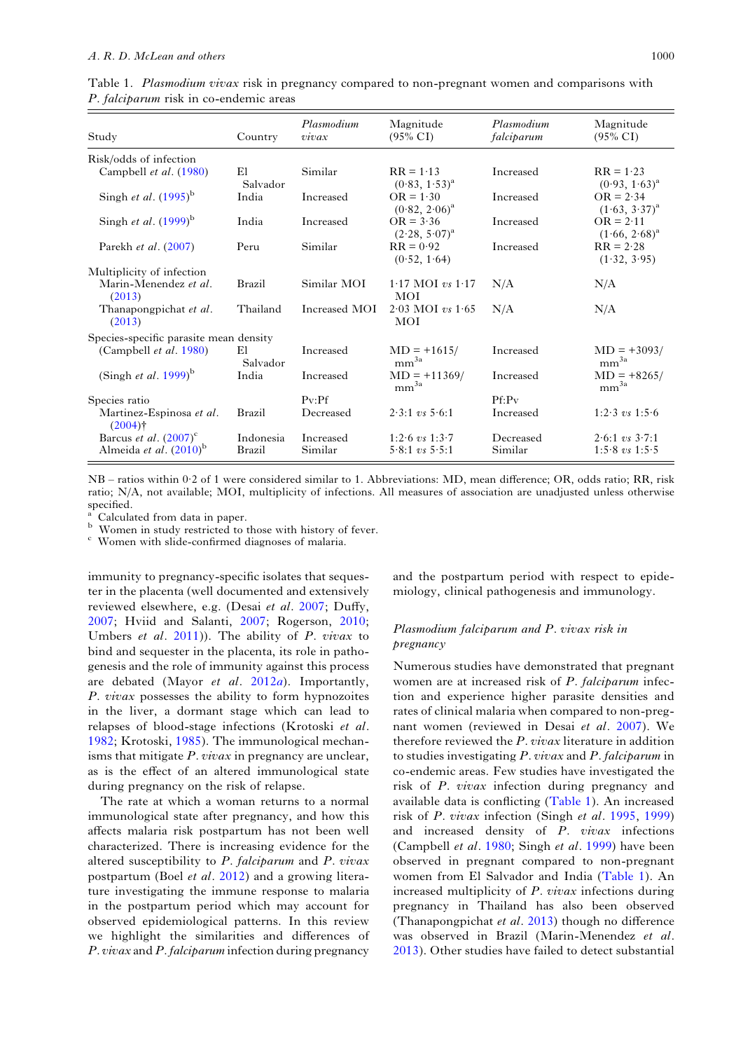Table 1. *Plasmodium vivax* risk in pregnancy compared to non-pregnant women and comparisons with *P. falciparum* risk in co-endemic areas

| Study | Country | *Plasmodium vivax* | Magnitude (95% CI) | *Plasmodium falciparum* | Magnitude (95% CI) |
|---|---|---|---|---|---|
| Risk/odds of infection | | | | | |
| Campbell *et al*. (1980) | El Salvador | Similar | RR = 1·13 (0·83, 1·53)[a] | Increased | RR = 1·23 (0·93, 1·63)[a] |
| Singh *et al*. (1995)[b] | India | Increased | OR = 1·30 (0·82, 2·06)[a] | Increased | OR = 2·34 (1·63, 3·37)[a] |
| Singh *et al*. (1999)[b] | India | Increased | OR = 3·36 (2·28, 5·07)[a] | Increased | OR = 2·11 (1·66, 2·68)[a] |
| Parekh *et al*. (2007) | Peru | Similar | RR = 0·92 (0·52, 1·64) | Increased | RR = 2·28 (1·32, 3·95) |
| Multiplicity of infection | | | | | |
| Marin-Menendez *et al*. (2013) | Brazil | Similar MOI | 1·17 MOI *vs* 1·17 MOI | N/A | N/A |
| Thanapongpichat *et al*. (2013) | Thailand | Increased MOI | 2·03 MOI *vs* 1·65 MOI | N/A | N/A |
| Species-specific parasite mean density | | | | | |
| (Campbell *et al*. 1980) | El Salvador | Increased | MD = +1615/mm$^{3}$[a] | Increased | MD = +3093/mm$^{3}$[a] |
| (Singh *et al*. 1999)[b] | India | Increased | MD = +11369/mm$^{3}$[a] | Increased | MD = +8265/mm$^{3}$[a] |
| Species ratio | | Pv:Pf | | Pf:Pv | |
| Martinez-Espinosa *et al*. (2004)† | Brazil | Decreased | 2·3:1 *vs* 5·6:1 | Increased | 1:2·3 *vs* 1:5·6 |
| Barcus *et al*. (2007)[c] | Indonesia | Increased | 1:2·6 *vs* 1:3·7 | Decreased | 2·6:1 *vs* 3·7:1 |
| Almeida *et al*. (2010)[b] | Brazil | Similar | 5·8:1 *vs* 5·5:1 | Similar | 1:5·8 *vs* 1:5·5 |

NB – ratios within 0·2 of 1 were considered similar to 1. Abbreviations: MD, mean difference; OR, odds ratio; RR, risk ratio; N/A, not available; MOI, multiplicity of infections. All measures of association are unadjusted unless otherwise specified.
[a] Calculated from data in paper.
[b] Women in study restricted to those with history of fever.
[c] Women with slide-confirmed diagnoses of malaria.

immunity to pregnancy-specific isolates that sequester in the placenta (well documented and extensively reviewed elsewhere, e.g. (Desai *et al*. 2007; Duffy, 2007; Hviid and Salanti, 2007; Rogerson, 2010; Umbers *et al*. 2011)). The ability of *P. vivax* to bind and sequester in the placenta, its role in pathogenesis and the role of immunity against this process are debated (Mayor *et al*. 2012*a*). Importantly, *P. vivax* possesses the ability to form hypnozoites in the liver, a dormant stage which can lead to relapses of blood-stage infections (Krotoski *et al*. 1982; Krotoski, 1985). The immunological mechanisms that mitigate *P. vivax* in pregnancy are unclear, as is the effect of an altered immunological state during pregnancy on the risk of relapse.

The rate at which a woman returns to a normal immunological state after pregnancy, and how this affects malaria risk postpartum has not been well characterized. There is increasing evidence for the altered susceptibility to *P. falciparum* and *P. vivax* postpartum (Boel *et al*. 2012) and a growing literature investigating the immune response to malaria in the postpartum period which may account for observed epidemiological patterns. In this review we highlight the similarities and differences of *P. vivax* and *P. falciparum* infection during pregnancy and the postpartum period with respect to epidemiology, clinical pathogenesis and immunology.

### *Plasmodium falciparum* and *P. vivax* risk in pregnancy

Numerous studies have demonstrated that pregnant women are at increased risk of *P. falciparum* infection and experience higher parasite densities and rates of clinical malaria when compared to non-pregnant women (reviewed in Desai *et al*. 2007). We therefore reviewed the *P. vivax* literature in addition to studies investigating *P. vivax* and *P. falciparum* in co-endemic areas. Few studies have investigated the risk of *P. vivax* infection during pregnancy and available data is conflicting (Table 1). An increased risk of *P. vivax* infection (Singh *et al*. 1995, 1999) and increased density of *P. vivax* infections (Campbell *et al*. 1980; Singh *et al*. 1999) have been observed in pregnant compared to non-pregnant women from El Salvador and India (Table 1). An increased multiplicity of *P. vivax* infections during pregnancy in Thailand has also been observed (Thanapongpichat *et al*. 2013) though no difference was observed in Brazil (Marin-Menendez *et al*. 2013). Other studies have failed to detect substantial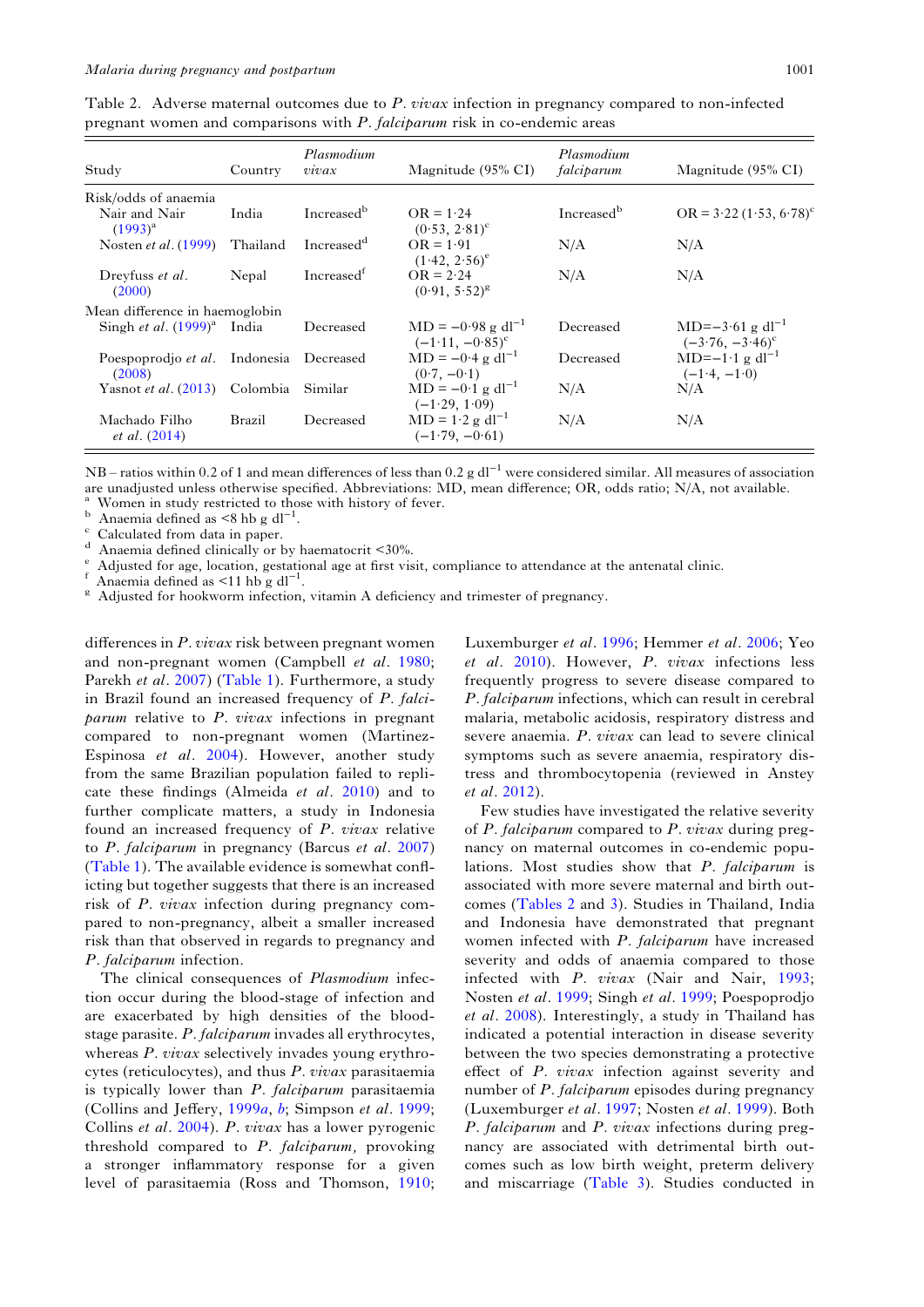Table 2. Adverse maternal outcomes due to *P. vivax* infection in pregnancy compared to non-infected pregnant women and comparisons with *P. falciparum* risk in co-endemic areas

| Study | Country | *Plasmodium vivax* | Magnitude (95% CI) | *Plasmodium falciparum* | Magnitude (95% CI) |
|---|---|---|---|---|---|
| Risk/odds of anaemia | | | | | |
| Nair and Nair (1993)[a] | India | Increased[b] | OR = 1·24 (0·53, 2·81)[c] | Increased[b] | OR = 3·22 (1·53, 6·78)[c] |
| Nosten *et al*. (1999) | Thailand | Increased[d] | OR = 1·91 (1·42, 2·56)[e] | N/A | N/A |
| Dreyfuss *et al*. (2000) | Nepal | Increased[f] | OR = 2·24 (0·91, 5·52)[g] | N/A | N/A |
| Mean difference in haemoglobin | | | | | |
| Singh *et al*. (1999)[a] | India | Decreased | MD = −0·98 g dl$^{-1}$ (−1·11, −0·85)[c] | Decreased | MD=−3·61 g dl$^{-1}$ (−3·76, −3·46)[c] |
| Poespoprodjo *et al*. (2008) | Indonesia | Decreased | MD = −0·4 g dl$^{-1}$ (0·7, −0·1) | Decreased | MD=−1·1 g dl$^{-1}$ (−1·4, −1·0) |
| Yasnot *et al*. (2013) | Colombia | Similar | MD = −0·1 g dl$^{-1}$ (−1·29, 1·09) | N/A | N/A |
| Machado Filho *et al*. (2014) | Brazil | Decreased | MD = 1·2 g dl$^{-1}$ (−1·79, −0·61) | N/A | N/A |

NB – ratios within 0.2 of 1 and mean differences of less than 0.2 g dl$^{-1}$ were considered similar. All measures of association are unadjusted unless otherwise specified. Abbreviations: MD, mean difference; OR, odds ratio; N/A, not available.
[a] Women in study restricted to those with history of fever.
[b] Anaemia defined as <8 hb g dl$^{-1}$.
[c] Calculated from data in paper.
[d] Anaemia defined clinically or by haematocrit <30%.
[e] Adjusted for age, location, gestational age at first visit, compliance to attendance at the antenatal clinic.
[f] Anaemia defined as <11 hb g dl$^{-1}$.
[g] Adjusted for hookworm infection, vitamin A deficiency and trimester of pregnancy.

differences in *P. vivax* risk between pregnant women and non-pregnant women (Campbell *et al*. 1980; Parekh *et al*. 2007) (Table 1). Furthermore, a study in Brazil found an increased frequency of *P. falciparum* relative to *P. vivax* infections in pregnant compared to non-pregnant women (Martinez-Espinosa *et al*. 2004). However, another study from the same Brazilian population failed to replicate these findings (Almeida *et al*. 2010) and to further complicate matters, a study in Indonesia found an increased frequency of *P. vivax* relative to *P. falciparum* in pregnancy (Barcus *et al*. 2007) (Table 1). The available evidence is somewhat conflicting but together suggests that there is an increased risk of *P. vivax* infection during pregnancy compared to non-pregnancy, albeit a smaller increased risk than that observed in regards to pregnancy and *P. falciparum* infection.

The clinical consequences of *Plasmodium* infection occur during the blood-stage of infection and are exacerbated by high densities of the blood-stage parasite. *P. falciparum* invades all erythrocytes, whereas *P. vivax* selectively invades young erythrocytes (reticulocytes), and thus *P. vivax* parasitaemia is typically lower than *P. falciparum* parasitaemia (Collins and Jeffery, 1999*a*, *b*; Simpson *et al*. 1999; Collins *et al*. 2004). *P. vivax* has a lower pyrogenic threshold compared to *P. falciparum,* provoking a stronger inflammatory response for a given level of parasitaemia (Ross and Thomson, 1910; Luxemburger *et al*. 1996; Hemmer *et al*. 2006; Yeo *et al*. 2010). However, *P. vivax* infections less frequently progress to severe disease compared to *P. falciparum* infections, which can result in cerebral malaria, metabolic acidosis, respiratory distress and severe anaemia. *P. vivax* can lead to severe clinical symptoms such as severe anaemia, respiratory distress and thrombocytopenia (reviewed in Anstey *et al*. 2012).

Few studies have investigated the relative severity of *P. falciparum* compared to *P. vivax* during pregnancy on maternal outcomes in co-endemic populations. Most studies show that *P. falciparum* is associated with more severe maternal and birth outcomes (Tables 2 and 3). Studies in Thailand, India and Indonesia have demonstrated that pregnant women infected with *P. falciparum* have increased severity and odds of anaemia compared to those infected with *P. vivax* (Nair and Nair, 1993; Nosten *et al*. 1999; Singh *et al*. 1999; Poespoprodjo *et al*. 2008). Interestingly, a study in Thailand has indicated a potential interaction in disease severity between the two species demonstrating a protective effect of *P. vivax* infection against severity and number of *P. falciparum* episodes during pregnancy (Luxemburger *et al*. 1997; Nosten *et al*. 1999). Both *P. falciparum* and *P. vivax* infections during pregnancy are associated with detrimental birth outcomes such as low birth weight, preterm delivery and miscarriage (Table 3). Studies conducted in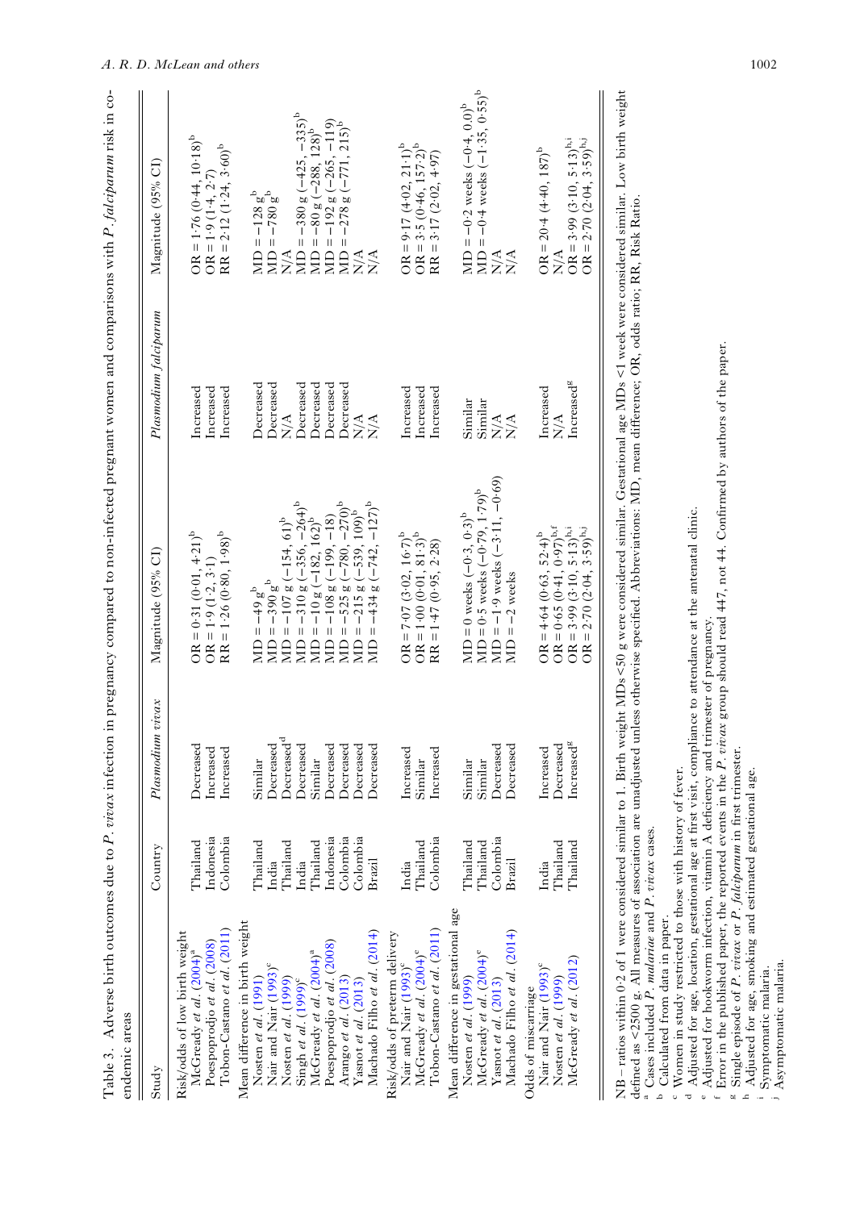Table 3. Adverse birth outcomes due to *P. vivax* infection in pregnancy compared to non-infected pregnant women and comparisons with *P. falciparum* risk in co-endemic areas

| Study | Country | *Plasmodium vivax* | Magnitude (95% CI) | *Plasmodium falciparum* | Magnitude (95% CI) |
|---|---|---|---|---|---|
| Risk/odds of low birth weight | | | | | |
| McGready *et al.* (2004)[a] | Thailand | Decreased | OR = 0·31 (0·01, 4·21)[b] | Increased | OR = 1·76 (0·44, 10·18)[b] |
| Poespoprodjo *et al.* (2008) | Indonesia | Increased | OR = 1·9 (1·2, 3·1) | Increased | OR = 1·9 (1·4, 2·7) |
| Tobon-Castano *et al.* (2011) | Colombia | Increased | RR = 1·26 (0·80, 1·98)[b] | Increased | RR = 2·12 (1·24, 3·60)[b] |
| Mean difference in birth weight | | | | | |
| Nosten *et al.* (1991) | Thailand | Similar | MD = −49 g[b] | Decreased | MD = −128 g[b] |
| Nair and Nair (1993)[c] | India | Decreased | MD = −390 g[b] | Decreased | MD = −780 g[b] |
| Nosten *et al.* (1999) | Thailand | Decreased[d] | MD = −107 g (−154, 61)[b] | N/A | N/A |
| Singh *et al.* (1999)[c] | India | Decreased | MD = −310 g (−356, −264)[b] | Decreased | MD = −380 g (−425, −335)[b] |
| McGready *et al.* (2004)[a] | Thailand | Similar | MD = −10 g (−182, 162)[b] | Decreased | MD = −80 g (−288, 128)[b] |
| Poespoprodjo *et al.* (2008) | Indonesia | Decreased | MD = −108 g (−199, −18) | Decreased | MD = −192 g (−265, −119) |
| Arango *et al.* (2013) | Colombia | Decreased | MD = −525 g (−780, −270)[b] | Decreased | MD = −278 g (−771, 215)[b] |
| Yasnot *et al.* (2013) | Colombia | Decreased | MD = −215 g (−539, 109)[b] | N/A | N/A |
| Machado Filho *et al.* (2014) | Brazil | Decreased | MD = −434 g (−742, −127)[b] | N/A | N/A |
| Risk/odds of preterm delivery | | | | | |
| Nair and Nair (1993)[c] | India | Increased | OR = 7·07 (3·02, 16·7)[b] | Increased | OR = 9·17 (4·02, 21·1)[b] |
| McGready *et al.* (2004)[e] | Thailand | Similar | OR = 1·00 (0·01, 81·3)[b] | Increased | OR = 3·5 (0·46, 157·2)[b] |
| Tobon-Castano *et al.* (2011) | Colombia | Increased | RR = 1·47 (0·95, 2·28) | Increased | RR = 3·17 (2·02, 4·97) |
| Mean difference in gestational age | | | | | |
| Nosten *et al.* (1999) | Thailand | Similar | MD = 0 weeks (−0·3, 0·3)[b] | Similar | MD = −0·2 weeks (−0·4, 0·0)[b] |
| McGready *et al.* (2004)[e] | Thailand | Similar | MD = 0·5 weeks (−0·79, 1·79)[b] | Similar | MD = −0·4 weeks (−1·35, 0·55)[b] |
| Yasnot *et al.* (2013) | Colombia | Decreased | MD = −1·9 weeks (−3·11, −0·69) | N/A | N/A |
| Machado Filho *et al.* (2014) | Brazil | Decreased | MD = −2 weeks | N/A | N/A |
| Odds of miscarriage | | | | | |
| Nair and Nair (1993)[c] | India | Increased | OR = 4·64 (0·63, 52·4)[b] | Increased | OR = 20·4 (4·40, 187)[b] |
| Nosten *et al.* (1999) | Thailand | Decreased | OR = 0·65 (0·41, 0·97)[b,f] | N/A | N/A |
| McGready *et al.* (2012) | Thailand | Increased[g] | OR = 3·99 (3·10, 5·13)[h,i] | Increased[g] | OR = 3·99 (3·10, 5·13)[h,i] |
| | | | OR = 2·70 (2·04, 3·59)[h,j] | | OR = 2·70 (2·04, 3·59)[h,j] |

NB – ratios within 0·2 of 1 were considered similar to 1. Birth weight MDs <50 g were considered similar. Gestational age MDs <1 week were considered similar. Low birth weight defined as <2500 g. All measures of association are unadjusted unless otherwise specified. Abbreviations: MD, mean difference; OR, odds ratio; RR, Risk Ratio.

[a] Cases included *P. malariae* and *P. vivax* cases.
[b] Calculated from data in paper.
[c] Women in study restricted to those with history of fever.
[d] Adjusted for age, location, gestational age at first visit, compliance to attendance at the antenatal clinic.
[e] Adjusted for hookworm infection, vitamin A deficiency and trimester of pregnancy.
[f] Error in the published paper, the reported events in the *P. vivax* group should read 447, not 44. Confirmed by authors of the paper.
[g] Single episode of *P. vivax* or *P. falciparum* in first trimester.
[h] Adjusted for age, smoking and estimated gestational age.
[i] Symptomatic malaria.
[j] Asymptomatic malaria.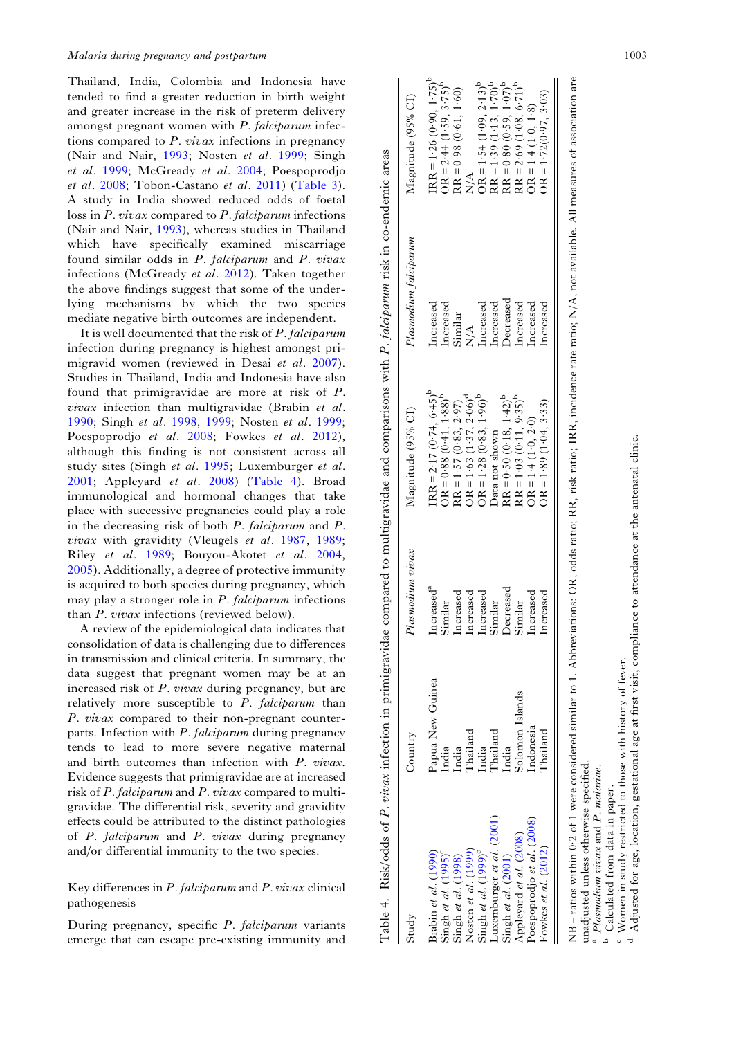Thailand, India, Colombia and Indonesia have tended to find a greater reduction in birth weight and greater increase in the risk of preterm delivery amongst pregnant women with *P. falciparum* infections compared to *P. vivax* infections in pregnancy (Nair and Nair, 1993; Nosten *et al.* 1999; Singh *et al.* 1999; McGready *et al.* 2004; Poespoprodjo *et al.* 2008; Tobon-Castano *et al.* 2011) (Table 3). A study in India showed reduced odds of foetal loss in *P. vivax* compared to *P. falciparum* infections (Nair and Nair, 1993), whereas studies in Thailand which have specifically examined miscarriage found similar odds in *P. falciparum* and *P. vivax* infections (McGready *et al.* 2012). Taken together the above findings suggest that some of the underlying mechanisms by which the two species mediate negative birth outcomes are independent.

It is well documented that the risk of *P. falciparum* infection during pregnancy is highest amongst primigravid women (reviewed in Desai *et al.* 2007). Studies in Thailand, India and Indonesia have also found that primigravidae are more at risk of *P. vivax* infection than multigravidae (Brabin *et al.* 1990; Singh *et al.* 1998, 1999; Nosten *et al.* 1999; Poespoprodjo *et al.* 2008; Fowkes *et al.* 2012), although this finding is not consistent across all study sites (Singh *et al.* 1995; Luxemburger *et al.* 2001; Appleyard *et al.* 2008) (Table 4). Broad immunological and hormonal changes that take place with successive pregnancies could play a role in the decreasing risk of both *P. falciparum* and *P. vivax* with gravidity (Vleugels *et al.* 1987, 1989; Riley *et al.* 1989; Bouyou-Akotet *et al.* 2004, 2005). Additionally, a degree of protective immunity is acquired to both species during pregnancy, which may play a stronger role in *P. falciparum* infections than *P. vivax* infections (reviewed below).

A review of the epidemiological data indicates that consolidation of data is challenging due to differences in transmission and clinical criteria. In summary, the data suggest that pregnant women may be at an increased risk of *P. vivax* during pregnancy, but are relatively more susceptible to *P. falciparum* than *P. vivax* compared to their non-pregnant counterparts. Infection with *P. falciparum* during pregnancy tends to lead to more severe negative maternal and birth outcomes than infection with *P. vivax*. Evidence suggests that primigravidae are at increased risk of *P. falciparum* and *P. vivax* compared to multigravidae. The differential risk, severity and gravidity effects could be attributed to the distinct pathologies of *P. falciparum* and *P. vivax* during pregnancy and/or differential immunity to the two species.

### Key differences in *P. falciparum* and *P. vivax* clinical pathogenesis

During pregnancy, specific *P. falciparum* variants emerge that can escape pre-existing immunity and

Table 4. Risk/odds of *P. vivax* infection in primigravidae compared to multigravidae and comparisons with *P. falciparum* risk in co-endemic areas

| Study | Country | *Plasmodium vivax* | Magnitude (95% CI) | *Plasmodium falciparum* | Magnitude (95% CI) |
|---|---|---|---|---|---|
| Brabin *et al.* (1990) | Papua New Guinea | Increased[a] | IRR = 2·17 (0·74, 6·45)[b] | Increased | IRR = 1·26 (0·90, 1·75)[b] |
| Singh *et al.* (1995)[c] | India | Similar | OR = 0·88 (0·41, 1·88)[b] | Increased | OR = 2·44 (1·59, 3·75)[b] |
| Singh *et al.* (1998) | India | Increased | RR = 1·57 (0·83, 2·97) | Similar | RR = 0·98 (0·61, 1·60) |
| Nosten *et al.* (1999) | Thailand | Increased | OR = 1·63 (1·37, 2·06)[d] | N/A | N/A |
| Singh *et al.* (1999)[c] | India | Increased | OR = 1·28 (0·83, 1·96)[b] | Increased | OR = 1·54 (1·09, 2·13)[b] |
| Luxemburger *et al.* (2001) | Thailand | Similar | Data not shown | Increased | RR = 1·39 (1·13, 1·70)[b] |
| Singh *et al.* (2001) | India | Decreased | RR = 0·50 (0·18, 1·42)[b] | Decreased | RR = 0·80 (0·59, 1·07)[b] |
| Appleyard *et al.* (2008) | Solomon Islands | Similar | RR = 1·03 (0·11, 9·35)[b] | Increased | RR = 2·69 (1·08, 6·71)[b] |
| Poespoprodjo *et al.* (2008) | Indonesia | Increased | OR = 1·4 (1·0, 2·0) | Increased | OR = 1·4 (1·0, 1·8) |
| Fowkes *et al.* (2012) | Thailand | Increased | OR = 1·89 (1·04, 3·33) | Increased | OR = 1·72 (0·97, 3·03) |

NB – ratios within 0·2 of 1 were considered similar to 1. Abbreviations: OR, odds ratio; RR, risk ratio; IRR, incidence rate ratio; N/A, not available. All measures of association are unadjusted unless otherwise specified.

[a] *Plasmodium vivax* and *P. malariae*.

[b] Calculated from data in paper.

[c] Women in study restricted to those with history of fever.

[d] Adjusted for age, location, gestational age at first visit, compliance to attendance at the antenatal clinic.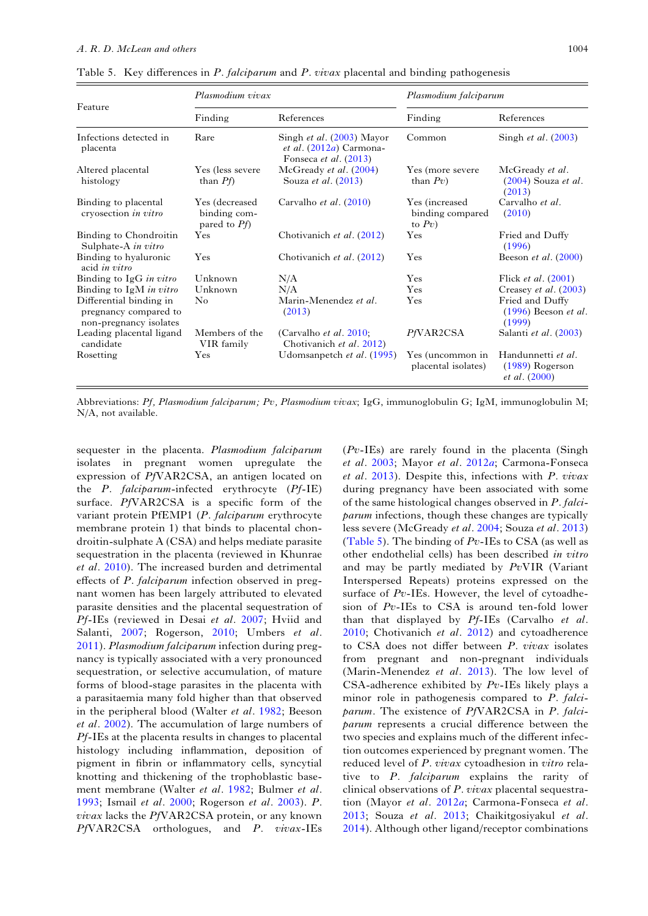Table 5. Key differences in *P. falciparum* and *P. vivax* placental and binding pathogenesis

| Feature | *Plasmodium vivax* | | *Plasmodium falciparum* | |
|---|---|---|---|---|
| | Finding | References | Finding | References |
| Infections detected in placenta | Rare | Singh *et al*. (2003) Mayor *et al*. (2012*a*) Carmona-Fonseca *et al*. (2013) | Common | Singh *et al*. (2003) |
| Altered placental histology | Yes (less severe than *Pf*) | McGready *et al*. (2004) Souza *et al*. (2013) | Yes (more severe than *Pv*) | McGready *et al*. (2004) Souza *et al*. (2013) |
| Binding to placental cryosection *in vitro* | Yes (decreased binding compared to *Pf*) | Carvalho *et al*. (2010) | Yes (increased binding compared to *Pv*) | Carvalho *et al*. (2010) |
| Binding to Chondroitin Sulphate-A *in vitro* | Yes | Chotivanich *et al*. (2012) | Yes | Fried and Duffy (1996) |
| Binding to hyaluronic acid *in vitro* | Yes | Chotivanich *et al*. (2012) | Yes | Beeson *et al*. (2000) |
| Binding to IgG *in vitro* | Unknown | N/A | Yes | Flick *et al*. (2001) |
| Binding to IgM *in vitro* | Unknown | N/A | Yes | Creasey *et al*. (2003) |
| Differential binding in pregnancy compared to non-pregnancy isolates | No | Marin-Menendez *et al*. (2013) | Yes | Fried and Duffy (1996) Beeson *et al*. (1999) |
| Leading placental ligand candidate | Members of the VIR family | (Carvalho *et al*. 2010; Chotivanich *et al*. 2012) | *Pf*VAR2CSA | Salanti *et al*. (2003) |
| Rosetting | Yes | Udomsanpetch *et al*. (1995) | Yes (uncommon in placental isolates) | Handunnetti *et al*. (1989) Rogerson *et al*. (2000) |

Abbreviations: *Pf, Plasmodium falciparum; Pv, Plasmodium vivax*; IgG, immunoglobulin G; IgM, immunoglobulin M; N/A, not available.

sequester in the placenta. *Plasmodium falciparum* isolates in pregnant women upregulate the expression of *Pf*VAR2CSA, an antigen located on the *P. falciparum*-infected erythrocyte (*Pf*-IE) surface. *Pf*VAR2CSA is a specific form of the variant protein PfEMP1 (*P. falciparum* erythrocyte membrane protein 1) that binds to placental chondroitin-sulphate A (CSA) and helps mediate parasite sequestration in the placenta (reviewed in Khunrae *et al*. 2010). The increased burden and detrimental effects of *P. falciparum* infection observed in pregnant women has been largely attributed to elevated parasite densities and the placental sequestration of *Pf*-IEs (reviewed in Desai *et al*. 2007; Hviid and Salanti, 2007; Rogerson, 2010; Umbers *et al*. 2011). *Plasmodium falciparum* infection during pregnancy is typically associated with a very pronounced sequestration, or selective accumulation, of mature forms of blood-stage parasites in the placenta with a parasitaemia many fold higher than that observed in the peripheral blood (Walter *et al*. 1982; Beeson *et al*. 2002). The accumulation of large numbers of *Pf*-IEs at the placenta results in changes to placental histology including inflammation, deposition of pigment in fibrin or inflammatory cells, syncytial knotting and thickening of the trophoblastic basement membrane (Walter *et al*. 1982; Bulmer *et al*. 1993; Ismail *et al*. 2000; Rogerson *et al*. 2003). *P. vivax* lacks the *Pf*VAR2CSA protein, or any known *Pf*VAR2CSA orthologues, and *P. vivax*-IEs (*Pv*-IEs) are rarely found in the placenta (Singh *et al*. 2003; Mayor *et al*. 2012*a*; Carmona-Fonseca *et al*. 2013). Despite this, infections with *P. vivax* during pregnancy have been associated with some of the same histological changes observed in *P. falciparum* infections, though these changes are typically less severe (McGready *et al*. 2004; Souza *et al*. 2013) (Table 5). The binding of *Pv*-IEs to CSA (as well as other endothelial cells) has been described *in vitro* and may be partly mediated by *Pv*VIR (Variant Interspersed Repeats) proteins expressed on the surface of *Pv*-IEs. However, the level of cytoadhesion of *Pv*-IEs to CSA is around ten-fold lower than that displayed by *Pf*-IEs (Carvalho *et al*. 2010; Chotivanich *et al*. 2012) and cytoadherence to CSA does not differ between *P. vivax* isolates from pregnant and non-pregnant individuals (Marin-Menendez *et al*. 2013). The low level of CSA-adherence exhibited by *Pv*-IEs likely plays a minor role in pathogenesis compared to *P. falciparum*. The existence of *Pf*VAR2CSA in *P. falciparum* represents a crucial difference between the two species and explains much of the different infection outcomes experienced by pregnant women. The reduced level of *P. vivax* cytoadhesion *in vitro* relative to *P. falciparum* explains the rarity of clinical observations of *P. vivax* placental sequestration (Mayor *et al*. 2012*a*; Carmona-Fonseca *et al*. 2013; Souza *et al*. 2013; Chaikitgosiyakul *et al*. 2014). Although other ligand/receptor combinations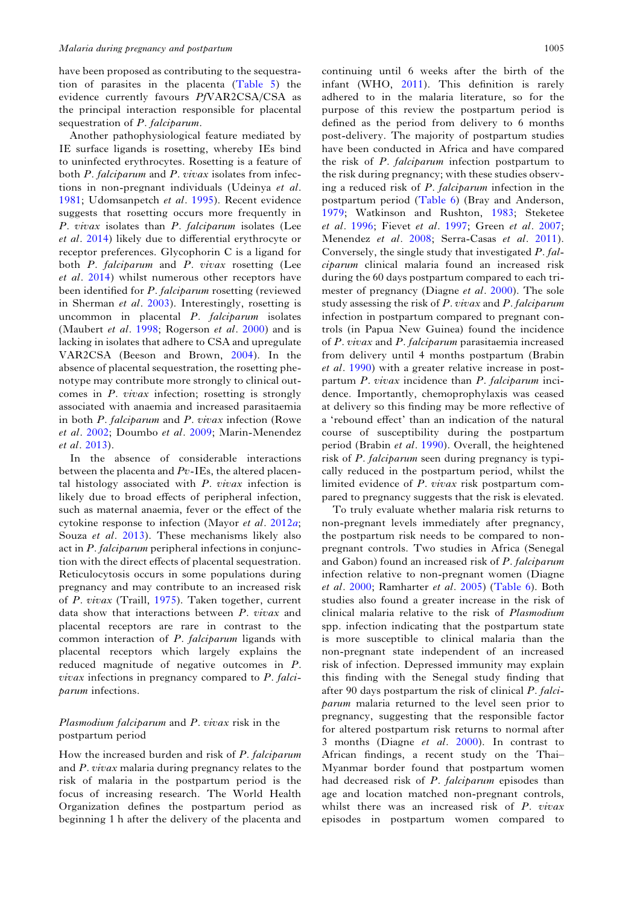have been proposed as contributing to the sequestration of parasites in the placenta (Table 5) the evidence currently favours *Pf*VAR2CSA/CSA as the principal interaction responsible for placental sequestration of *P. falciparum*.

Another pathophysiological feature mediated by IE surface ligands is rosetting, whereby IEs bind to uninfected erythrocytes. Rosetting is a feature of both *P. falciparum* and *P. vivax* isolates from infections in non-pregnant individuals (Udeinya *et al*. 1981; Udomsanpetch *et al*. 1995). Recent evidence suggests that rosetting occurs more frequently in *P. vivax* isolates than *P. falciparum* isolates (Lee *et al*. 2014) likely due to differential erythrocyte or receptor preferences. Glycophorin C is a ligand for both *P. falciparum* and *P. vivax* rosetting (Lee *et al*. 2014) whilst numerous other receptors have been identified for *P. falciparum* rosetting (reviewed in Sherman *et al*. 2003). Interestingly, rosetting is uncommon in placental *P. falciparum* isolates (Maubert *et al*. 1998; Rogerson *et al*. 2000) and is lacking in isolates that adhere to CSA and upregulate VAR2CSA (Beeson and Brown, 2004). In the absence of placental sequestration, the rosetting phenotype may contribute more strongly to clinical outcomes in *P. vivax* infection; rosetting is strongly associated with anaemia and increased parasitaemia in both *P. falciparum* and *P. vivax* infection (Rowe *et al*. 2002; Doumbo *et al*. 2009; Marin-Menendez *et al*. 2013).

In the absence of considerable interactions between the placenta and *Pv*-IEs, the altered placental histology associated with *P. vivax* infection is likely due to broad effects of peripheral infection, such as maternal anaemia, fever or the effect of the cytokine response to infection (Mayor *et al*. 2012*a*; Souza *et al*. 2013). These mechanisms likely also act in *P. falciparum* peripheral infections in conjunction with the direct effects of placental sequestration. Reticulocytosis occurs in some populations during pregnancy and may contribute to an increased risk of *P. vivax* (Traill, 1975). Taken together, current data show that interactions between *P. vivax* and placental receptors are rare in contrast to the common interaction of *P. falciparum* ligands with placental receptors which largely explains the reduced magnitude of negative outcomes in *P. vivax* infections in pregnancy compared to *P. falciparum* infections.

### *Plasmodium falciparum* and *P. vivax* risk in the postpartum period

How the increased burden and risk of *P. falciparum* and *P. vivax* malaria during pregnancy relates to the risk of malaria in the postpartum period is the focus of increasing research. The World Health Organization defines the postpartum period as beginning 1 h after the delivery of the placenta and continuing until 6 weeks after the birth of the infant (WHO, 2011). This definition is rarely adhered to in the malaria literature, so for the purpose of this review the postpartum period is defined as the period from delivery to 6 months post-delivery. The majority of postpartum studies have been conducted in Africa and have compared the risk of *P. falciparum* infection postpartum to the risk during pregnancy; with these studies observing a reduced risk of *P. falciparum* infection in the postpartum period (Table 6) (Bray and Anderson, 1979; Watkinson and Rushton, 1983; Steketee *et al*. 1996; Fievet *et al*. 1997; Green *et al*. 2007; Menendez *et al*. 2008; Serra-Casas *et al*. 2011). Conversely, the single study that investigated *P. falciparum* clinical malaria found an increased risk during the 60 days postpartum compared to each trimester of pregnancy (Diagne *et al*. 2000). The sole study assessing the risk of *P. vivax* and *P. falciparum* infection in postpartum compared to pregnant controls (in Papua New Guinea) found the incidence of *P. vivax* and *P. falciparum* parasitaemia increased from delivery until 4 months postpartum (Brabin *et al*. 1990) with a greater relative increase in postpartum *P. vivax* incidence than *P. falciparum* incidence. Importantly, chemoprophylaxis was ceased at delivery so this finding may be more reflective of a 'rebound effect' than an indication of the natural course of susceptibility during the postpartum period (Brabin *et al*. 1990). Overall, the heightened risk of *P. falciparum* seen during pregnancy is typically reduced in the postpartum period, whilst the limited evidence of *P. vivax* risk postpartum compared to pregnancy suggests that the risk is elevated.

To truly evaluate whether malaria risk returns to non-pregnant levels immediately after pregnancy, the postpartum risk needs to be compared to non-pregnant controls. Two studies in Africa (Senegal and Gabon) found an increased risk of *P. falciparum* infection relative to non-pregnant women (Diagne *et al*. 2000; Ramharter *et al*. 2005) (Table 6). Both studies also found a greater increase in the risk of clinical malaria relative to the risk of *Plasmodium* spp. infection indicating that the postpartum state is more susceptible to clinical malaria than the non-pregnant state independent of an increased risk of infection. Depressed immunity may explain this finding with the Senegal study finding that after 90 days postpartum the risk of clinical *P. falciparum* malaria returned to the level seen prior to pregnancy, suggesting that the responsible factor for altered postpartum risk returns to normal after 3 months (Diagne *et al*. 2000). In contrast to African findings, a recent study on the Thai–Myanmar border found that postpartum women had decreased risk of *P. falciparum* episodes than age and location matched non-pregnant controls, whilst there was an increased risk of *P. vivax* episodes in postpartum women compared to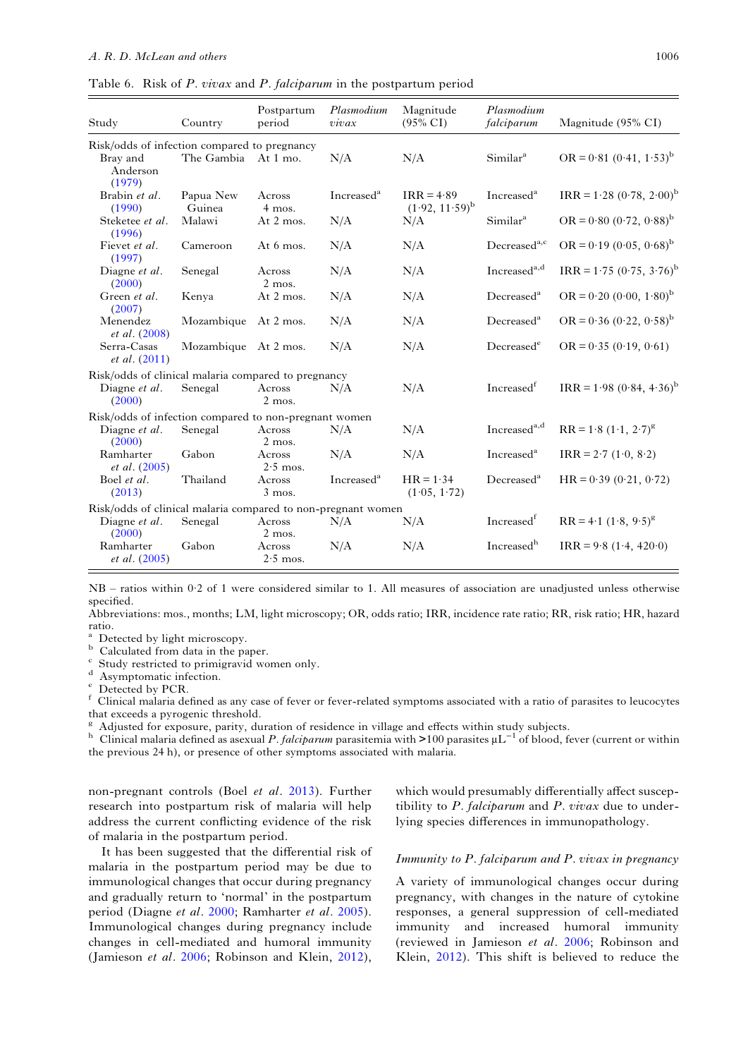Table 6. Risk of *P. vivax* and *P. falciparum* in the postpartum period

| Study | Country | Postpartum period | *Plasmodium vivax* | Magnitude (95% CI) | *Plasmodium falciparum* | Magnitude (95% CI) |
|---|---|---|---|---|---|---|
| Risk/odds of infection compared to pregnancy | | | | | | |
| Bray and Anderson (1979) | The Gambia | At 1 mo. | N/A | N/A | Similar[a] | OR = 0·81 (0·41, 1·53)[b] |
| Brabin *et al.* (1990) | Papua New Guinea | Across 4 mos. | Increased[a] | IRR = 4·89 (1·92, 11·59)[b] | Increased[a] | IRR = 1·28 (0·78, 2·00)[b] |
| Steketee *et al.* (1996) | Malawi | At 2 mos. | N/A | N/A | Similar[a] | OR = 0·80 (0·72, 0·88)[b] |
| Fievet *et al.* (1997) | Cameroon | At 6 mos. | N/A | N/A | Decreased[a,c] | OR = 0·19 (0·05, 0·68)[b] |
| Diagne *et al.* (2000) | Senegal | Across 2 mos. | N/A | N/A | Increased[a,d] | IRR = 1·75 (0·75, 3·76)[b] |
| Green *et al.* (2007) | Kenya | At 2 mos. | N/A | N/A | Decreased[a] | OR = 0·20 (0·00, 1·80)[b] |
| Menendez *et al.* (2008) | Mozambique | At 2 mos. | N/A | N/A | Decreased[a] | OR = 0·36 (0·22, 0·58)[b] |
| Serra-Casas *et al.* (2011) | Mozambique | At 2 mos. | N/A | N/A | Decreased[e] | OR = 0·35 (0·19, 0·61) |
| Risk/odds of clinical malaria compared to pregnancy | | | | | | |
| Diagne *et al.* (2000) | Senegal | Across 2 mos. | N/A | N/A | Increased[f] | IRR = 1·98 (0·84, 4·36)[b] |
| Risk/odds of infection compared to non-pregnant women | | | | | | |
| Diagne *et al.* (2000) | Senegal | Across 2 mos. | N/A | N/A | Increased[a,d] | RR = 1·8 (1·1, 2·7)[g] |
| Ramharter *et al.* (2005) | Gabon | Across 2·5 mos. | N/A | N/A | Increased[a] | IRR = 2·7 (1·0, 8·2) |
| Boel *et al.* (2013) | Thailand | Across 3 mos. | Increased[a] | HR = 1·34 (1·05, 1·72) | Decreased[a] | HR = 0·39 (0·21, 0·72) |
| Risk/odds of clinical malaria compared to non-pregnant women | | | | | | |
| Diagne *et al.* (2000) | Senegal | Across 2 mos. | N/A | N/A | Increased[f] | RR = 4·1 (1·8, 9·5)[g] |
| Ramharter *et al.* (2005) | Gabon | Across 2·5 mos. | N/A | N/A | Increased[h] | IRR = 9·8 (1·4, 420·0) |

NB – ratios within 0·2 of 1 were considered similar to 1. All measures of association are unadjusted unless otherwise specified.

Abbreviations: mos., months; LM, light microscopy; OR, odds ratio; IRR, incidence rate ratio; RR, risk ratio; HR, hazard ratio.

[a] Detected by light microscopy.
[b] Calculated from data in the paper.
[c] Study restricted to primigravid women only.
[d] Asymptomatic infection.
[e] Detected by PCR.
[f] Clinical malaria defined as any case of fever or fever-related symptoms associated with a ratio of parasites to leucocytes that exceeds a pyrogenic threshold.
[g] Adjusted for exposure, parity, duration of residence in village and effects within study subjects.
[h] Clinical malaria defined as asexual *P. falciparum* parasitemia with >100 parasites $\mu L^{-1}$ of blood, fever (current or within the previous 24 h), or presence of other symptoms associated with malaria.

non-pregnant controls (Boel *et al.* 2013). Further research into postpartum risk of malaria will help address the current conflicting evidence of the risk of malaria in the postpartum period.

It has been suggested that the differential risk of malaria in the postpartum period may be due to immunological changes that occur during pregnancy and gradually return to 'normal' in the postpartum period (Diagne *et al.* 2000; Ramharter *et al.* 2005). Immunological changes during pregnancy include changes in cell-mediated and humoral immunity (Jamieson *et al.* 2006; Robinson and Klein, 2012), which would presumably differentially affect susceptibility to *P. falciparum* and *P. vivax* due to underlying species differences in immunopathology.

### *Immunity to P. falciparum and P. vivax in pregnancy*

A variety of immunological changes occur during pregnancy, with changes in the nature of cytokine responses, a general suppression of cell-mediated immunity and increased humoral immunity (reviewed in Jamieson *et al.* 2006; Robinson and Klein, 2012). This shift is believed to reduce the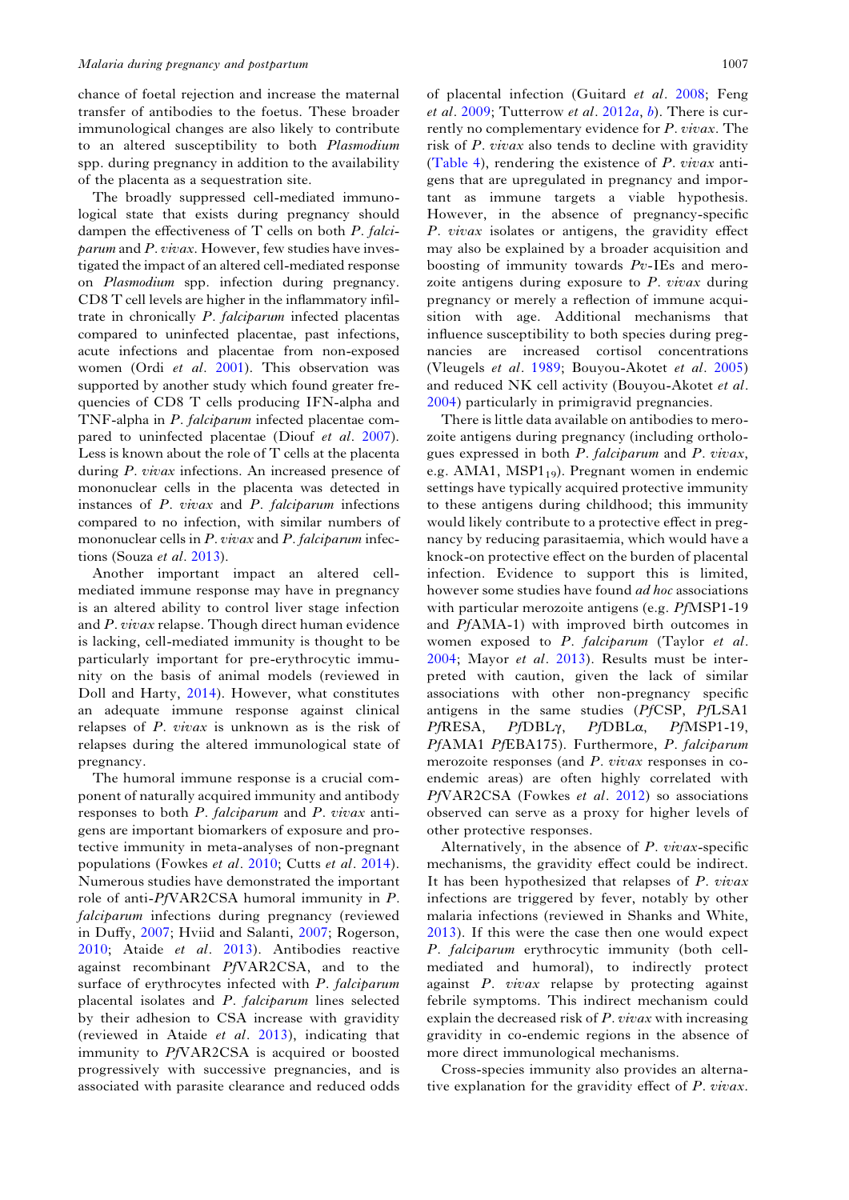chance of foetal rejection and increase the maternal transfer of antibodies to the foetus. These broader immunological changes are also likely to contribute to an altered susceptibility to both *Plasmodium* spp. during pregnancy in addition to the availability of the placenta as a sequestration site.

The broadly suppressed cell-mediated immunological state that exists during pregnancy should dampen the effectiveness of T cells on both *P. falciparum* and *P. vivax*. However, few studies have investigated the impact of an altered cell-mediated response on *Plasmodium* spp. infection during pregnancy. CD8 T cell levels are higher in the inflammatory infiltrate in chronically *P. falciparum* infected placentas compared to uninfected placentae, past infections, acute infections and placentae from non-exposed women (Ordi *et al*. 2001). This observation was supported by another study which found greater frequencies of CD8 T cells producing IFN-alpha and TNF-alpha in *P. falciparum* infected placentae compared to uninfected placentae (Diouf *et al*. 2007). Less is known about the role of T cells at the placenta during *P. vivax* infections. An increased presence of mononuclear cells in the placenta was detected in instances of *P. vivax* and *P. falciparum* infections compared to no infection, with similar numbers of mononuclear cells in *P. vivax* and *P. falciparum* infections (Souza *et al*. 2013).

Another important impact an altered cell-mediated immune response may have in pregnancy is an altered ability to control liver stage infection and *P. vivax* relapse. Though direct human evidence is lacking, cell-mediated immunity is thought to be particularly important for pre-erythrocytic immunity on the basis of animal models (reviewed in Doll and Harty, 2014). However, what constitutes an adequate immune response against clinical relapses of *P. vivax* is unknown as is the risk of relapses during the altered immunological state of pregnancy.

The humoral immune response is a crucial component of naturally acquired immunity and antibody responses to both *P. falciparum* and *P. vivax* antigens are important biomarkers of exposure and protective immunity in meta-analyses of non-pregnant populations (Fowkes *et al*. 2010; Cutts *et al*. 2014). Numerous studies have demonstrated the important role of anti-*Pf*VAR2CSA humoral immunity in *P. falciparum* infections during pregnancy (reviewed in Duffy, 2007; Hviid and Salanti, 2007; Rogerson, 2010; Ataide *et al*. 2013). Antibodies reactive against recombinant *Pf*VAR2CSA, and to the surface of erythrocytes infected with *P. falciparum* placental isolates and *P. falciparum* lines selected by their adhesion to CSA increase with gravidity (reviewed in Ataide *et al*. 2013), indicating that immunity to *Pf*VAR2CSA is acquired or boosted progressively with successive pregnancies, and is associated with parasite clearance and reduced odds of placental infection (Guitard *et al*. 2008; Feng *et al*. 2009; Tutterow *et al*. 2012*a*, *b*). There is currently no complementary evidence for *P. vivax*. The risk of *P. vivax* also tends to decline with gravidity (Table 4), rendering the existence of *P. vivax* antigens that are upregulated in pregnancy and important as immune targets a viable hypothesis. However, in the absence of pregnancy-specific *P. vivax* isolates or antigens, the gravidity effect may also be explained by a broader acquisition and boosting of immunity towards *Pv*-IEs and merozoite antigens during exposure to *P. vivax* during pregnancy or merely a reflection of immune acquisition with age. Additional mechanisms that influence susceptibility to both species during pregnancies are increased cortisol concentrations (Vleugels *et al*. 1989; Bouyou-Akotet *et al*. 2005) and reduced NK cell activity (Bouyou-Akotet *et al*. 2004) particularly in primigravid pregnancies.

There is little data available on antibodies to merozoite antigens during pregnancy (including orthologues expressed in both *P. falciparum* and *P. vivax*, e.g. AMA1, $MSP1_{19}$). Pregnant women in endemic settings have typically acquired protective immunity to these antigens during childhood; this immunity would likely contribute to a protective effect in pregnancy by reducing parasitaemia, which would have a knock-on protective effect on the burden of placental infection. Evidence to support this is limited, however some studies have found *ad hoc* associations with particular merozoite antigens (e.g. *Pf*MSP1-19 and *Pf*AMA-1) with improved birth outcomes in women exposed to *P. falciparum* (Taylor *et al*. 2004; Mayor *et al*. 2013). Results must be interpreted with caution, given the lack of similar associations with other non-pregnancy specific antigens in the same studies (*Pf*CSP, *Pf*LSA1 *Pf*RESA, *Pf*DBLγ, *Pf*DBLα, *Pf*MSP1-19, *Pf*AMA1 *Pf*EBA175). Furthermore, *P. falciparum* merozoite responses (and *P. vivax* responses in co-endemic areas) are often highly correlated with *Pf*VAR2CSA (Fowkes *et al*. 2012) so associations observed can serve as a proxy for higher levels of other protective responses.

Alternatively, in the absence of *P. vivax*-specific mechanisms, the gravidity effect could be indirect. It has been hypothesized that relapses of *P. vivax* infections are triggered by fever, notably by other malaria infections (reviewed in Shanks and White, 2013). If this were the case then one would expect *P. falciparum* erythrocytic immunity (both cell-mediated and humoral), to indirectly protect against *P. vivax* relapse by protecting against febrile symptoms. This indirect mechanism could explain the decreased risk of *P. vivax* with increasing gravidity in co-endemic regions in the absence of more direct immunological mechanisms.

Cross-species immunity also provides an alternative explanation for the gravidity effect of *P. vivax*.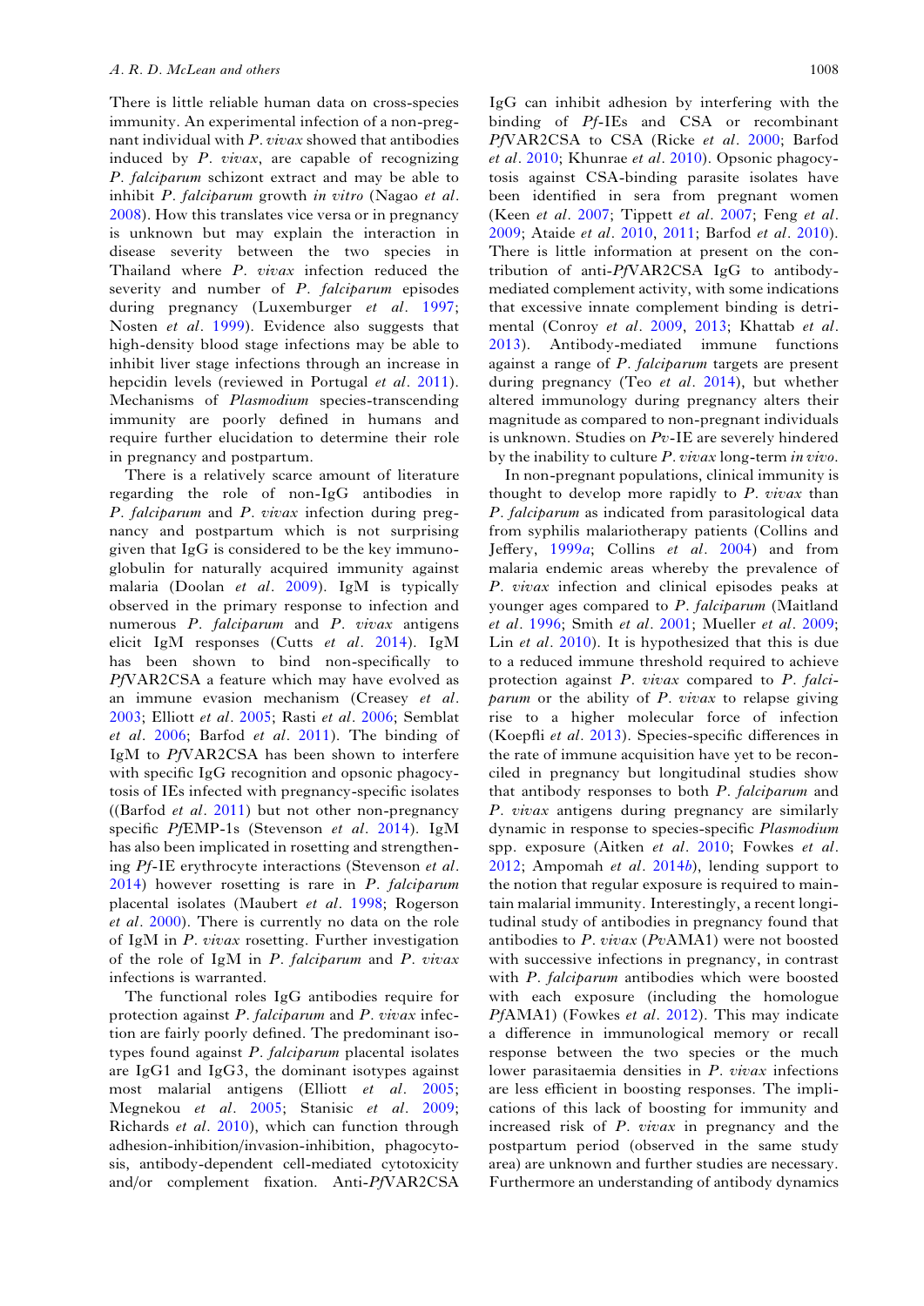There is little reliable human data on cross-species immunity. An experimental infection of a non-pregnant individual with *P. vivax* showed that antibodies induced by *P. vivax*, are capable of recognizing *P. falciparum* schizont extract and may be able to inhibit *P. falciparum* growth *in vitro* (Nagao *et al*. 2008). How this translates vice versa or in pregnancy is unknown but may explain the interaction in disease severity between the two species in Thailand where *P. vivax* infection reduced the severity and number of *P. falciparum* episodes during pregnancy (Luxemburger *et al*. 1997; Nosten *et al*. 1999). Evidence also suggests that high-density blood stage infections may be able to inhibit liver stage infections through an increase in hepcidin levels (reviewed in Portugal *et al*. 2011). Mechanisms of *Plasmodium* species-transcending immunity are poorly defined in humans and require further elucidation to determine their role in pregnancy and postpartum.

There is a relatively scarce amount of literature regarding the role of non-IgG antibodies in *P. falciparum* and *P. vivax* infection during pregnancy and postpartum which is not surprising given that IgG is considered to be the key immunoglobulin for naturally acquired immunity against malaria (Doolan *et al*. 2009). IgM is typically observed in the primary response to infection and numerous *P. falciparum* and *P. vivax* antigens elicit IgM responses (Cutts *et al*. 2014). IgM has been shown to bind non-specifically to *Pf*VAR2CSA a feature which may have evolved as an immune evasion mechanism (Creasey *et al*. 2003; Elliott *et al*. 2005; Rasti *et al*. 2006; Semblat *et al*. 2006; Barfod *et al*. 2011). The binding of IgM to *Pf*VAR2CSA has been shown to interfere with specific IgG recognition and opsonic phagocytosis of IEs infected with pregnancy-specific isolates ((Barfod *et al*. 2011) but not other non-pregnancy specific *Pf*EMP-1s (Stevenson *et al*. 2014). IgM has also been implicated in rosetting and strengthening *Pf*-IE erythrocyte interactions (Stevenson *et al*. 2014) however rosetting is rare in *P. falciparum* placental isolates (Maubert *et al*. 1998; Rogerson *et al*. 2000). There is currently no data on the role of IgM in *P. vivax* rosetting. Further investigation of the role of IgM in *P. falciparum* and *P. vivax* infections is warranted.

The functional roles IgG antibodies require for protection against *P. falciparum* and *P. vivax* infection are fairly poorly defined. The predominant isotypes found against *P. falciparum* placental isolates are IgG1 and IgG3, the dominant isotypes against most malarial antigens (Elliott *et al*. 2005; Megnekou *et al*. 2005; Stanisic *et al*. 2009; Richards *et al*. 2010), which can function through adhesion-inhibition/invasion-inhibition, phagocytosis, antibody-dependent cell-mediated cytotoxicity and/or complement fixation. Anti-*Pf*VAR2CSA IgG can inhibit adhesion by interfering with the binding of *Pf*-IEs and CSA or recombinant *Pf*VAR2CSA to CSA (Ricke *et al*. 2000; Barfod *et al*. 2010; Khunrae *et al*. 2010). Opsonic phagocytosis against CSA-binding parasite isolates have been identified in sera from pregnant women (Keen *et al*. 2007; Tippett *et al*. 2007; Feng *et al*. 2009; Ataide *et al*. 2010, 2011; Barfod *et al*. 2010). There is little information at present on the contribution of anti-*Pf*VAR2CSA IgG to antibody-mediated complement activity, with some indications that excessive innate complement binding is detrimental (Conroy *et al*. 2009, 2013; Khattab *et al*. 2013). Antibody-mediated immune functions against a range of *P. falciparum* targets are present during pregnancy (Teo *et al*. 2014), but whether altered immunology during pregnancy alters their magnitude as compared to non-pregnant individuals is unknown. Studies on *Pv*-IE are severely hindered by the inability to culture *P. vivax* long-term *in vivo*.

In non-pregnant populations, clinical immunity is thought to develop more rapidly to *P. vivax* than *P. falciparum* as indicated from parasitological data from syphilis malariotherapy patients (Collins and Jeffery, 1999*a*; Collins *et al*. 2004) and from malaria endemic areas whereby the prevalence of *P. vivax* infection and clinical episodes peaks at younger ages compared to *P. falciparum* (Maitland *et al*. 1996; Smith *et al*. 2001; Mueller *et al*. 2009; Lin *et al*. 2010). It is hypothesized that this is due to a reduced immune threshold required to achieve protection against *P. vivax* compared to *P. falciparum* or the ability of *P. vivax* to relapse giving rise to a higher molecular force of infection (Koepfli *et al*. 2013). Species-specific differences in the rate of immune acquisition have yet to be reconciled in pregnancy but longitudinal studies show that antibody responses to both *P. falciparum* and *P. vivax* antigens during pregnancy are similarly dynamic in response to species-specific *Plasmodium* spp. exposure (Aitken *et al*. 2010; Fowkes *et al*. 2012; Ampomah *et al*. 2014*b*), lending support to the notion that regular exposure is required to maintain malarial immunity. Interestingly, a recent longitudinal study of antibodies in pregnancy found that antibodies to *P. vivax* (*Pv*AMA1) were not boosted with successive infections in pregnancy, in contrast with *P. falciparum* antibodies which were boosted with each exposure (including the homologue *Pf*AMA1) (Fowkes *et al*. 2012). This may indicate a difference in immunological memory or recall response between the two species or the much lower parasitaemia densities in *P. vivax* infections are less efficient in boosting responses. The implications of this lack of boosting for immunity and increased risk of *P. vivax* in pregnancy and the postpartum period (observed in the same study area) are unknown and further studies are necessary. Furthermore an understanding of antibody dynamics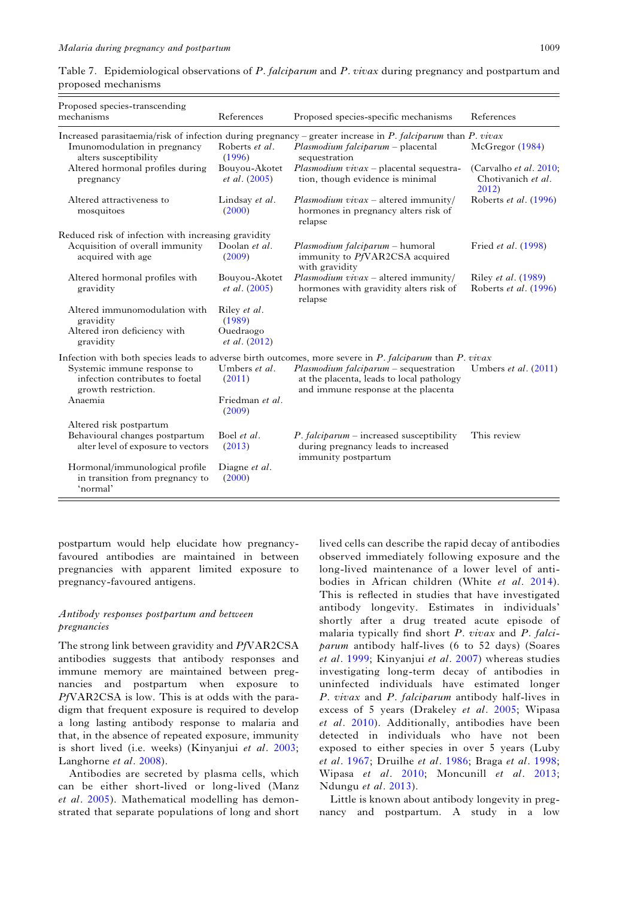Table 7. Epidemiological observations of *P. falciparum* and *P. vivax* during pregnancy and postpartum and proposed mechanisms

| Proposed species-transcending mechanisms | References | Proposed species-specific mechanisms | References |
|---|---|---|---|
| Increased parasitaemia/risk of infection during pregnancy – greater increase in *P. falciparum* than *P. vivax* | | | |
| Imunomodulation in pregnancy alters susceptibility | Roberts *et al.* (1996) | *Plasmodium falciparum* – placental sequestration | McGregor (1984) |
| Altered hormonal profiles during pregnancy | Bouyou-Akotet *et al.* (2005) | *Plasmodium vivax* – placental sequestration, though evidence is minimal | (Carvalho *et al.* 2010; Chotivanich *et al.* 2012) |
| Altered attractiveness to mosquitoes | Lindsay *et al.* (2000) | *Plasmodium vivax* – altered immunity/hormones in pregnancy alters risk of relapse | Roberts *et al.* (1996) |
| Reduced risk of infection with increasing gravidity | | | |
| Acquisition of overall immunity acquired with age | Doolan *et al.* (2009) | *Plasmodium falciparum* – humoral immunity to *Pf*VAR2CSA acquired with gravidity | Fried *et al.* (1998) |
| Altered hormonal profiles with gravidity | Bouyou-Akotet *et al.* (2005) | *Plasmodium vivax* – altered immunity/hormones with gravidity alters risk of relapse | Riley *et al.* (1989) Roberts *et al.* (1996) |
| Altered immunomodulation with gravidity | Riley *et al.* (1989) | | |
| Altered iron deficiency with gravidity | Ouedraogo *et al.* (2012) | | |
| Infection with both species leads to adverse birth outcomes, more severe in *P. falciparum* than *P. vivax* | | | |
| Systemic immune response to infection contributes to foetal growth restriction. | Umbers *et al.* (2011) | *Plasmodium falciparum* – sequestration at the placenta, leads to local pathology and immune response at the placenta | Umbers *et al.* (2011) |
| Anaemia | Friedman *et al.* (2009) | | |
| Altered risk postpartum | | | |
| Behavioural changes postpartum alter level of exposure to vectors | Boel *et al.* (2013) | *P. falciparum* – increased susceptibility during pregnancy leads to increased immunity postpartum | This review |
| Hormonal/immunological profile in transition from pregnancy to 'normal' | Diagne *et al.* (2000) | | |

postpartum would help elucidate how pregnancy-favoured antibodies are maintained in between pregnancies with apparent limited exposure to pregnancy-favoured antigens.

### *Antibody responses postpartum and between pregnancies*

The strong link between gravidity and *Pf*VAR2CSA antibodies suggests that antibody responses and immune memory are maintained between pregnancies and postpartum when exposure to *Pf*VAR2CSA is low. This is at odds with the paradigm that frequent exposure is required to develop a long lasting antibody response to malaria and that, in the absence of repeated exposure, immunity is short lived (i.e. weeks) (Kinyanjui *et al.* 2003; Langhorne *et al.* 2008).

Antibodies are secreted by plasma cells, which can be either short-lived or long-lived (Manz *et al.* 2005). Mathematical modelling has demonstrated that separate populations of long and short lived cells can describe the rapid decay of antibodies observed immediately following exposure and the long-lived maintenance of a lower level of antibodies in African children (White *et al.* 2014). This is reflected in studies that have investigated antibody longevity. Estimates in individuals' shortly after a drug treated acute episode of malaria typically find short *P. vivax* and *P. falciparum* antibody half-lives (6 to 52 days) (Soares *et al.* 1999; Kinyanjui *et al.* 2007) whereas studies investigating long-term decay of antibodies in uninfected individuals have estimated longer *P. vivax* and *P. falciparum* antibody half-lives in excess of 5 years (Drakeley *et al.* 2005; Wipasa *et al.* 2010). Additionally, antibodies have been detected in individuals who have not been exposed to either species in over 5 years (Luby *et al.* 1967; Druilhe *et al.* 1986; Braga *et al.* 1998; Wipasa *et al.* 2010; Moncunill *et al.* 2013; Ndungu *et al.* 2013).

Little is known about antibody longevity in pregnancy and postpartum. A study in a low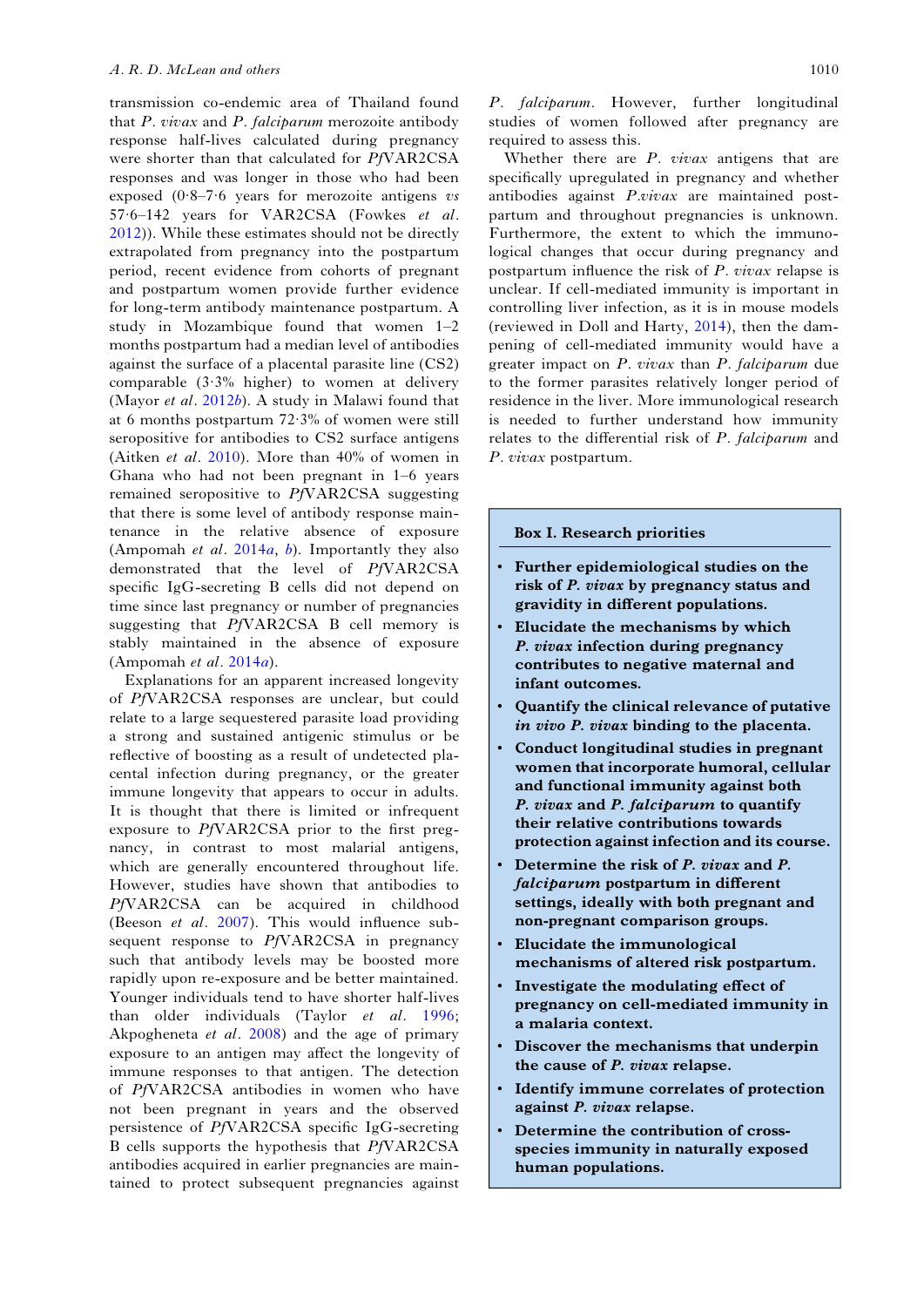transmission co-endemic area of Thailand found that *P. vivax* and *P. falciparum* merozoite antibody response half-lives calculated during pregnancy were shorter than that calculated for *Pf*VAR2CSA responses and was longer in those who had been exposed (0·8–7·6 years for merozoite antigens *vs* 57·6–142 years for VAR2CSA (Fowkes *et al*. 2012)). While these estimates should not be directly extrapolated from pregnancy into the postpartum period, recent evidence from cohorts of pregnant and postpartum women provide further evidence for long-term antibody maintenance postpartum. A study in Mozambique found that women 1–2 months postpartum had a median level of antibodies against the surface of a placental parasite line (CS2) comparable (3·3% higher) to women at delivery (Mayor *et al*. 2012*b*). A study in Malawi found that at 6 months postpartum 72·3% of women were still seropositive for antibodies to CS2 surface antigens (Aitken *et al*. 2010). More than 40% of women in Ghana who had not been pregnant in 1–6 years remained seropositive to *Pf*VAR2CSA suggesting that there is some level of antibody response maintenance in the relative absence of exposure (Ampomah *et al*. 2014*a*, *b*). Importantly they also demonstrated that the level of *Pf*VAR2CSA specific IgG-secreting B cells did not depend on time since last pregnancy or number of pregnancies suggesting that *Pf*VAR2CSA B cell memory is stably maintained in the absence of exposure (Ampomah *et al*. 2014*a*).

Explanations for an apparent increased longevity of *Pf*VAR2CSA responses are unclear, but could relate to a large sequestered parasite load providing a strong and sustained antigenic stimulus or be reflective of boosting as a result of undetected placental infection during pregnancy, or the greater immune longevity that appears to occur in adults. It is thought that there is limited or infrequent exposure to *Pf*VAR2CSA prior to the first pregnancy, in contrast to most malarial antigens, which are generally encountered throughout life. However, studies have shown that antibodies to *Pf*VAR2CSA can be acquired in childhood (Beeson *et al*. 2007). This would influence subsequent response to *Pf*VAR2CSA in pregnancy such that antibody levels may be boosted more rapidly upon re-exposure and be better maintained. Younger individuals tend to have shorter half-lives than older individuals (Taylor *et al*. 1996; Akpogheneta *et al*. 2008) and the age of primary exposure to an antigen may affect the longevity of immune responses to that antigen. The detection of *Pf*VAR2CSA antibodies in women who have not been pregnant in years and the observed persistence of *Pf*VAR2CSA specific IgG-secreting B cells supports the hypothesis that *Pf*VAR2CSA antibodies acquired in earlier pregnancies are maintained to protect subsequent pregnancies against *P. falciparum*. However, further longitudinal studies of women followed after pregnancy are required to assess this.

Whether there are *P. vivax* antigens that are specifically upregulated in pregnancy and whether antibodies against *P.vivax* are maintained postpartum and throughout pregnancies is unknown. Furthermore, the extent to which the immunological changes that occur during pregnancy and postpartum influence the risk of *P. vivax* relapse is unclear. If cell-mediated immunity is important in controlling liver infection, as it is in mouse models (reviewed in Doll and Harty, 2014), then the dampening of cell-mediated immunity would have a greater impact on *P. vivax* than *P. falciparum* due to the former parasites relatively longer period of residence in the liver. More immunological research is needed to further understand how immunity relates to the differential risk of *P. falciparum* and *P. vivax* postpartum.

**Box I. Research priorities**

- **Further epidemiological studies on the risk of *P. vivax* by pregnancy status and gravidity in different populations.**
- **Elucidate the mechanisms by which *P. vivax* infection during pregnancy contributes to negative maternal and infant outcomes.**
- **Quantify the clinical relevance of putative *in vivo* *P. vivax* binding to the placenta.**
- **Conduct longitudinal studies in pregnant women that incorporate humoral, cellular and functional immunity against both *P. vivax* and *P. falciparum* to quantify their relative contributions towards protection against infection and its course.**
- **Determine the risk of *P. vivax* and *P. falciparum* postpartum in different settings, ideally with both pregnant and non-pregnant comparison groups.**
- **Elucidate the immunological mechanisms of altered risk postpartum.**
- **Investigate the modulating effect of pregnancy on cell-mediated immunity in a malaria context.**
- **Discover the mechanisms that underpin the cause of *P. vivax* relapse.**
- **Identify immune correlates of protection against *P. vivax* relapse.**
- **Determine the contribution of cross-species immunity in naturally exposed human populations.**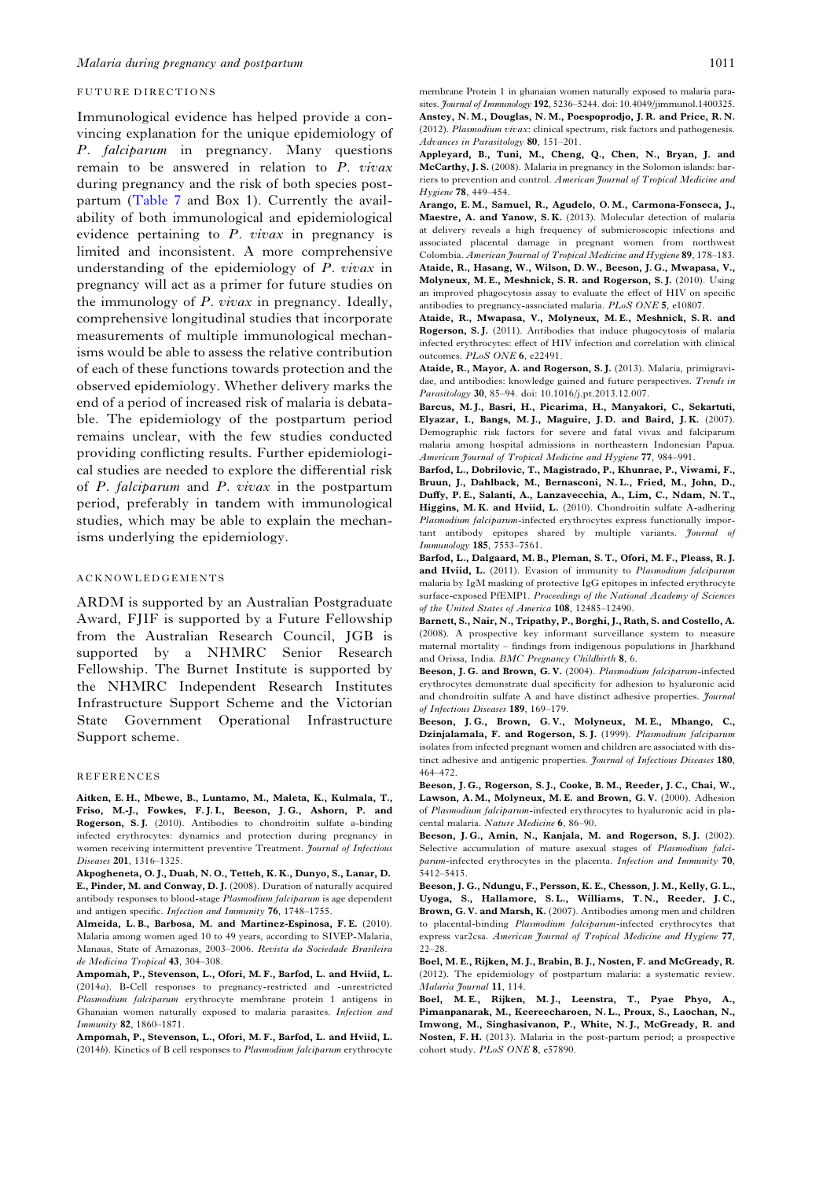## FUTURE DIRECTIONS

Immunological evidence has helped provide a convincing explanation for the unique epidemiology of *P. falciparum* in pregnancy. Many questions remain to be answered in relation to *P. vivax* during pregnancy and the risk of both species postpartum (Table 7 and Box 1). Currently the availability of both immunological and epidemiological evidence pertaining to *P. vivax* in pregnancy is limited and inconsistent. A more comprehensive understanding of the epidemiology of *P. vivax* in pregnancy will act as a primer for future studies on the immunology of *P. vivax* in pregnancy. Ideally, comprehensive longitudinal studies that incorporate measurements of multiple immunological mechanisms would be able to assess the relative contribution of each of these functions towards protection and the observed epidemiology. Whether delivery marks the end of a period of increased risk of malaria is debatable. The epidemiology of the postpartum period remains unclear, with the few studies conducted providing conflicting results. Further epidemiological studies are needed to explore the differential risk of *P. falciparum* and *P. vivax* in the postpartum period, preferably in tandem with immunological studies, which may be able to explain the mechanisms underlying the epidemiology.

## ACKNOWLEDGEMENTS

ARDM is supported by an Australian Postgraduate Award, FJIF is supported by a Future Fellowship from the Australian Research Council, JGB is supported by a NHMRC Senior Research Fellowship. The Burnet Institute is supported by the NHMRC Independent Research Institutes Infrastructure Support Scheme and the Victorian State Government Operational Infrastructure Support scheme.

## REFERENCES

**Aitken, E. H., Mbewe, B., Luntamo, M., Maleta, K., Kulmala, T., Friso, M.-J., Fowkes, F. J. I., Beeson, J. G., Ashorn, P. and Rogerson, S. J.** (2010). Antibodies to chondroitin sulfate a-binding infected erythrocytes: dynamics and protection during pregnancy in women receiving intermittent preventive Treatment. *Journal of Infectious Diseases* **201**, 1316–1325.

**Akpogheneta, O. J., Duah, N. O., Tetteh, K. K., Dunyo, S., Lanar, D. E., Pinder, M. and Conway, D. J.** (2008). Duration of naturally acquired antibody responses to blood-stage *Plasmodium falciparum* is age dependent and antigen specific. *Infection and Immunity* **76**, 1748–1755.

**Almeida, L. B., Barbosa, M. and Martinez-Espinosa, F. E.** (2010). Malaria among women aged 10 to 49 years, according to SIVEP-Malaria, Manaus, State of Amazonas, 2003–2006. *Revista da Sociedade Brasileira de Medicina Tropical* **43**, 304–308.

**Ampomah, P., Stevenson, L., Ofori, M. F., Barfod, L. and Hviid, L.** (2014*a*). B-Cell responses to pregnancy-restricted and -unrestricted *Plasmodium falciparum* erythrocyte membrane protein 1 antigens in Ghanaian women naturally exposed to malaria parasites. *Infection and Immunity* **82**, 1860–1871.

**Ampomah, P., Stevenson, L., Ofori, M. F., Barfod, L. and Hviid, L.** (2014*b*). Kinetics of B cell responses to *Plasmodium falciparum* erythrocyte membrane Protein 1 in ghanaian women naturally exposed to malaria parasites. *Journal of Immunology* **192**, 5236–5244. doi: 10.4049/jimmunol.1400325.

**Anstey, N. M., Douglas, N. M., Poespoprodjo, J. R. and Price, R. N.** (2012). *Plasmodium vivax*: clinical spectrum, risk factors and pathogenesis. *Advances in Parasitology* **80**, 151–201.

**Appleyard, B., Tuni, M., Cheng, Q., Chen, N., Bryan, J. and McCarthy, J. S.** (2008). Malaria in pregnancy in the Solomon islands: barriers to prevention and control. *American Journal of Tropical Medicine and Hygiene* **78**, 449–454.

**Arango, E. M., Samuel, R., Agudelo, O. M., Carmona-Fonseca, J., Maestre, A. and Yanow, S. K.** (2013). Molecular detection of malaria at delivery reveals a high frequency of submicroscopic infections and associated placental damage in pregnant women from northwest Colombia. *American Journal of Tropical Medicine and Hygiene* **89**, 178–183.

**Ataide, R., Hasang, W., Wilson, D. W., Beeson, J. G., Mwapasa, V., Molyneux, M. E., Meshnick, S. R. and Rogerson, S. J.** (2010). Using an improved phagocytosis assay to evaluate the effect of HIV on specific antibodies to pregnancy-associated malaria. *PLoS ONE* **5**, e10807.

**Ataide, R., Mwapasa, V., Molyneux, M. E., Meshnick, S. R. and Rogerson, S. J.** (2011). Antibodies that induce phagocytosis of malaria infected erythrocytes: effect of HIV infection and correlation with clinical outcomes. *PLoS ONE* **6**, e22491.

**Ataide, R., Mayor, A. and Rogerson, S. J.** (2013). Malaria, primigravidae, and antibodies: knowledge gained and future perspectives. *Trends in Parasitology* **30**, 85–94. doi: 10.1016/j.pt.2013.12.007.

**Barcus, M. J., Basri, H., Picarima, H., Manyakori, C., Sekartuti, Elyazar, I., Bangs, M. J., Maguire, J. D. and Baird, J. K.** (2007). Demographic risk factors for severe and fatal vivax and falciparum malaria among hospital admissions in northeastern Indonesian Papua. *American Journal of Tropical Medicine and Hygiene* **77**, 984–991.

**Barfod, L., Dobrilovic, T., Magistrado, P., Khunrae, P., Viwami, F., Bruun, J., Dahlback, M., Bernasconi, N. L., Fried, M., John, D., Duffy, P. E., Salanti, A., Lanzavecchia, A., Lim, C., Ndam, N. T., Higgins, M. K. and Hviid, L.** (2010). Chondroitin sulfate A-adhering *Plasmodium falciparum*-infected erythrocytes express functionally important antibody epitopes shared by multiple variants. *Journal of Immunology* **185**, 7553–7561.

**Barfod, L., Dalgaard, M. B., Pleman, S. T., Ofori, M. F., Pleass, R. J. and Hviid, L.** (2011). Evasion of immunity to *Plasmodium falciparum* malaria by IgM masking of protective IgG epitopes in infected erythrocyte surface-exposed PfEMP1. *Proceedings of the National Academy of Sciences of the United States of America* **108**, 12485–12490.

**Barnett, S., Nair, N., Tripathy, P., Borghi, J., Rath, S. and Costello, A.** (2008). A prospective key informant surveillance system to measure maternal mortality – findings from indigenous populations in Jharkhand and Orissa, India. *BMC Pregnancy Childbirth* **8**, 6.

**Beeson, J. G. and Brown, G. V.** (2004). *Plasmodium falciparum*-infected erythrocytes demonstrate dual specificity for adhesion to hyaluronic acid and chondroitin sulfate A and have distinct adhesive properties. *Journal of Infectious Diseases* **189**, 169–179.

**Beeson, J. G., Brown, G. V., Molyneux, M. E., Mhango, C., Dzinjalamala, F. and Rogerson, S. J.** (1999). *Plasmodium falciparum* isolates from infected pregnant women and children are associated with distinct adhesive and antigenic properties. *Journal of Infectious Diseases* **180**, 464–472.

**Beeson, J. G., Rogerson, S. J., Cooke, B. M., Reeder, J. C., Chai, W., Lawson, A. M., Molyneux, M. E. and Brown, G. V.** (2000). Adhesion of *Plasmodium falciparum*-infected erythrocytes to hyaluronic acid in placental malaria. *Nature Medicine* **6**, 86–90.

**Beeson, J. G., Amin, N., Kanjala, M. and Rogerson, S. J.** (2002). Selective accumulation of mature asexual stages of *Plasmodium falciparum*-infected erythrocytes in the placenta. *Infection and Immunity* **70**, 5412–5415.

**Beeson, J. G., Ndungu, F., Persson, K. E., Chesson, J. M., Kelly, G. L., Uyoga, S., Hallamore, S. L., Williams, T. N., Reeder, J. C., Brown, G. V. and Marsh, K.** (2007). Antibodies among men and children to placental-binding *Plasmodium falciparum*-infected erythrocytes that express var2csa. *American Journal of Tropical Medicine and Hygiene* **77**, 22–28.

**Boel, M. E., Rijken, M. J., Brabin, B. J., Nosten, F. and McGready, R.** (2012). The epidemiology of postpartum malaria: a systematic review. *Malaria Journal* **11**, 114.

**Boel, M. E., Rijken, M. J., Leenstra, T., Pyae Phyo, A., Pimanpanarak, M., Keereecharoen, N. L., Proux, S., Laochan, N., Imwong, M., Singhasivanon, P., White, N. J., McGready, R. and Nosten, F. H.** (2013). Malaria in the post-partum period; a prospective cohort study. *PLoS ONE* **8**, e57890.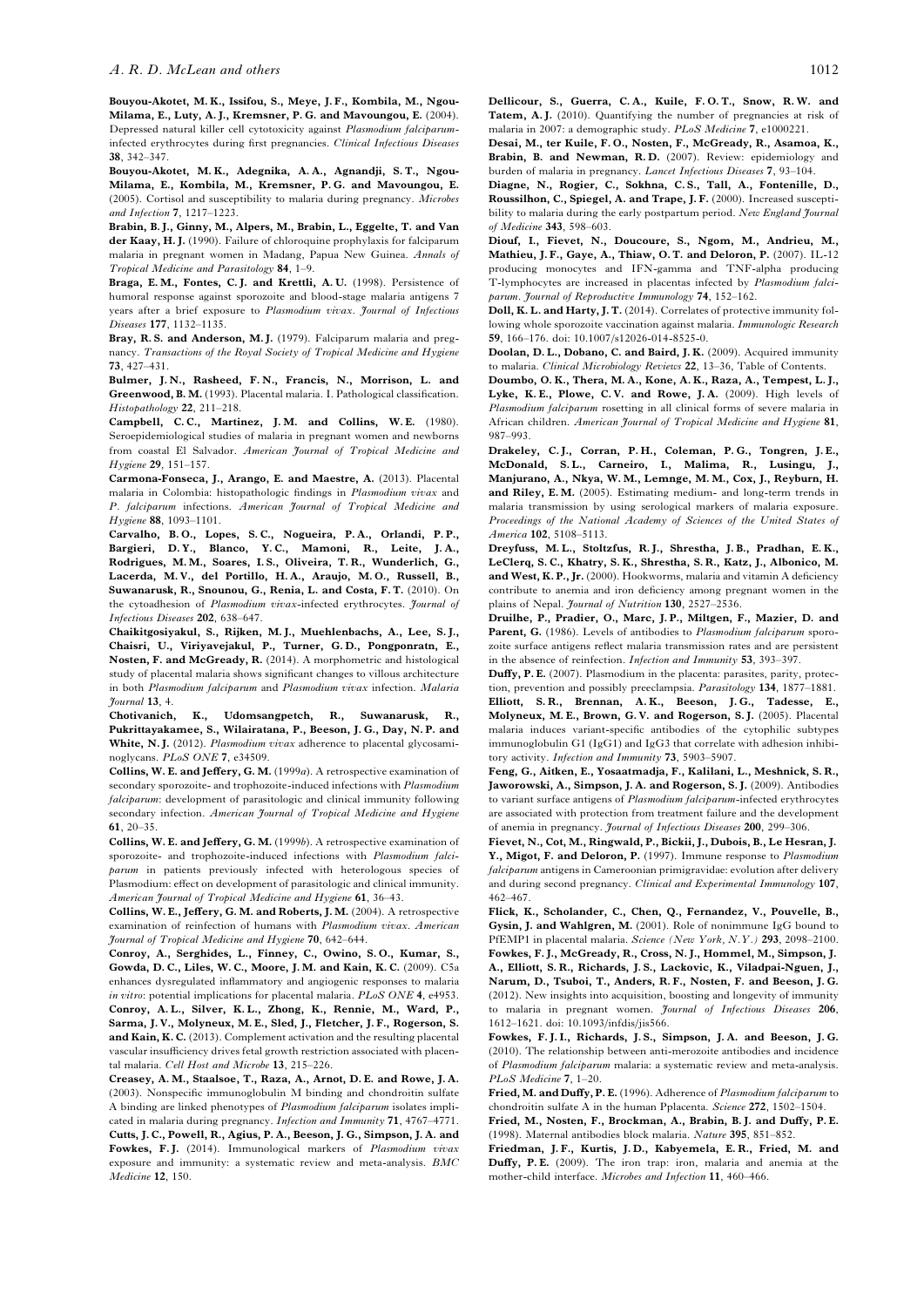**Bouyou-Akotet, M. K., Issifou, S., Meye, J. F., Kombila, M., Ngou-Milama, E., Luty, A. J., Kremsner, P. G. and Mavoungou, E.** (2004). Depressed natural killer cell cytotoxicity against *Plasmodium falciparum*-infected erythrocytes during first pregnancies. *Clinical Infectious Diseases* **38**, 342–347.

**Bouyou-Akotet, M. K., Adegnika, A. A., Agnandji, S. T., Ngou-Milama, E., Kombila, M., Kremsner, P. G. and Mavoungou, E.** (2005). Cortisol and susceptibility to malaria during pregnancy. *Microbes and Infection* **7**, 1217–1223.

**Brabin, B. J., Ginny, M., Alpers, M., Brabin, L., Eggelte, T. and Van der Kaay, H. J.** (1990). Failure of chloroquine prophylaxis for falciparum malaria in pregnant women in Madang, Papua New Guinea. *Annals of Tropical Medicine and Parasitology* **84**, 1–9.

**Braga, E. M., Fontes, C. J. and Krettli, A. U.** (1998). Persistence of humoral response against sporozoite and blood-stage malaria antigens 7 years after a brief exposure to *Plasmodium vivax*. *Journal of Infectious Diseases* **177**, 1132–1135.

**Bray, R. S. and Anderson, M. J.** (1979). Falciparum malaria and pregnancy. *Transactions of the Royal Society of Tropical Medicine and Hygiene* **73**, 427–431.

**Bulmer, J. N., Rasheed, F. N., Francis, N., Morrison, L. and Greenwood, B. M.** (1993). Placental malaria. I. Pathological classification. *Histopathology* **22**, 211–218.

**Campbell, C. C., Martinez, J. M. and Collins, W. E.** (1980). Seroepidemiological studies of malaria in pregnant women and newborns from coastal El Salvador. *American Journal of Tropical Medicine and Hygiene* **29**, 151–157.

**Carmona-Fonseca, J., Arango, E. and Maestre, A.** (2013). Placental malaria in Colombia: histopathologic findings in *Plasmodium vivax* and *P. falciparum* infections. *American Journal of Tropical Medicine and Hygiene* **88**, 1093–1101.

**Carvalho, B. O., Lopes, S. C., Nogueira, P. A., Orlandi, P. P., Bargieri, D. Y., Blanco, Y. C., Mamoni, R., Leite, J. A., Rodrigues, M. M., Soares, I. S., Oliveira, T. R., Wunderlich, G., Lacerda, M. V., del Portillo, H. A., Araujo, M. O., Russell, B., Suwanarusk, R., Snounou, G., Renia, L. and Costa, F. T.** (2010). On the cytoadhesion of *Plasmodium vivax*-infected erythrocytes. *Journal of Infectious Diseases* **202**, 638–647.

**Chaikitgosiyakul, S., Rijken, M. J., Muehlenbachs, A., Lee, S. J., Chaisri, U., Viriyavejakul, P., Turner, G. D., Pongponratn, E., Nosten, F. and McGready, R.** (2014). A morphometric and histological study of placental malaria shows significant changes to villous architecture in both *Plasmodium falciparum* and *Plasmodium vivax* infection. *Malaria Journal* **13**, 4.

**Chotivanich, K., Udomsangpetch, R., Suwanarusk, R., Pukrittayakamee, S., Wilairatana, P., Beeson, J. G., Day, N. P. and White, N. J.** (2012). *Plasmodium vivax* adherence to placental glycosaminoglycans. *PLoS ONE* **7**, e34509.

**Collins, W. E. and Jeffery, G. M.** (1999*a*). A retrospective examination of secondary sporozoite- and trophozoite-induced infections with *Plasmodium falciparum*: development of parasitologic and clinical immunity following secondary infection. *American Journal of Tropical Medicine and Hygiene* **61**, 20–35.

**Collins, W. E. and Jeffery, G. M.** (1999*b*). A retrospective examination of sporozoite- and trophozoite-induced infections with *Plasmodium falciparum* in patients previously infected with heterologous species of Plasmodium: effect on development of parasitologic and clinical immunity. *American Journal of Tropical Medicine and Hygiene* **61**, 36–43.

**Collins, W. E., Jeffery, G. M. and Roberts, J. M.** (2004). A retrospective examination of reinfection of humans with *Plasmodium vivax*. *American Journal of Tropical Medicine and Hygiene* **70**, 642–644.

**Conroy, A., Serghides, L., Finney, C., Owino, S. O., Kumar, S., Gowda, D. C., Liles, W. C., Moore, J. M. and Kain, K. C.** (2009). C5a enhances dysregulated inflammatory and angiogenic responses to malaria *in vitro*: potential implications for placental malaria. *PLoS ONE* **4**, e4953.

**Conroy, A. L., Silver, K. L., Zhong, K., Rennie, M., Ward, P., Sarma, J. V., Molyneux, M. E., Sled, J., Fletcher, J. F., Rogerson, S. and Kain, K. C.** (2013). Complement activation and the resulting placental vascular insufficiency drives fetal growth restriction associated with placental malaria. *Cell Host and Microbe* **13**, 215–226.

**Creasey, A. M., Staalsoe, T., Raza, A., Arnot, D. E. and Rowe, J. A.** (2003). Nonspecific immunoglobulin M binding and chondroitin sulfate A binding are linked phenotypes of *Plasmodium falciparum* isolates implicated in malaria during pregnancy. *Infection and Immunity* **71**, 4767–4771.

**Cutts, J. C., Powell, R., Agius, P. A., Beeson, J. G., Simpson, J. A. and Fowkes, F. J.** (2014). Immunological markers of *Plasmodium vivax* exposure and immunity: a systematic review and meta-analysis. *BMC Medicine* **12**, 150.

**Dellicour, S., Guerra, C. A., Kuile, F. O. T., Snow, R. W. and Tatem, A. J.** (2010). Quantifying the number of pregnancies at risk of malaria in 2007: a demographic study. *PLoS Medicine* **7**, e1000221.

**Desai, M., ter Kuile, F. O., Nosten, F., McGready, R., Asamoa, K., Brabin, B. and Newman, R. D.** (2007). Review: epidemiology and burden of malaria in pregnancy. *Lancet Infectious Diseases* **7**, 93–104.

**Diagne, N., Rogier, C., Sokhna, C. S., Tall, A., Fontenille, D., Roussilhon, C., Spiegel, A. and Trape, J. F.** (2000). Increased susceptibility to malaria during the early postpartum period. *New England Journal of Medicine* **343**, 598–603.

**Diouf, I., Fievet, N., Doucoure, S., Ngom, M., Andrieu, M., Mathieu, J. F., Gaye, A., Thiaw, O. T. and Deloron, P.** (2007). IL-12 producing monocytes and IFN-gamma and TNF-alpha producing T-lymphocytes are increased in placentas infected by *Plasmodium falciparum*. *Journal of Reproductive Immunology* **74**, 152–162.

**Doll, K. L. and Harty, J. T.** (2014). Correlates of protective immunity following whole sporozoite vaccination against malaria. *Immunologic Research* **59**, 166–176. doi: 10.1007/s12026-014-8525-0.

**Doolan, D. L., Dobano, C. and Baird, J. K.** (2009). Acquired immunity to malaria. *Clinical Microbiology Reviews* **22**, 13–36, Table of Contents.

**Doumbo, O. K., Thera, M. A., Kone, A. K., Raza, A., Tempest, L. J., Lyke, K. E., Plowe, C. V. and Rowe, J. A.** (2009). High levels of *Plasmodium falciparum* rosetting in all clinical forms of severe malaria in African children. *American Journal of Tropical Medicine and Hygiene* **81**, 987–993.

**Drakeley, C. J., Corran, P. H., Coleman, P. G., Tongren, J. E., McDonald, S. L., Carneiro, I., Malima, R., Lusingu, J., Manjurano, A., Nkya, W. M., Lemnge, M. M., Cox, J., Reyburn, H. and Riley, E. M.** (2005). Estimating medium- and long-term trends in malaria transmission by using serological markers of malaria exposure. *Proceedings of the National Academy of Sciences of the United States of America* **102**, 5108–5113.

**Dreyfuss, M. L., Stoltzfus, R. J., Shrestha, J. B., Pradhan, E. K., LeClerq, S. C., Khatry, S. K., Shrestha, S. R., Katz, J., Albonico, M. and West, K. P., Jr.** (2000). Hookworms, malaria and vitamin A deficiency contribute to anemia and iron deficiency among pregnant women in the plains of Nepal. *Journal of Nutrition* **130**, 2527–2536.

**Druilhe, P., Pradier, O., Marc, J. P., Miltgen, F., Mazier, D. and Parent, G.** (1986). Levels of antibodies to *Plasmodium falciparum* sporozoite surface antigens reflect malaria transmission rates and are persistent in the absence of reinfection. *Infection and Immunity* **53**, 393–397.

**Duffy, P. E.** (2007). Plasmodium in the placenta: parasites, parity, protection, prevention and possibly preeclampsia. *Parasitology* **134**, 1877–1881.

**Elliott, S. R., Brennan, A. K., Beeson, J. G., Tadesse, E., Molyneux, M. E., Brown, G. V. and Rogerson, S. J.** (2005). Placental malaria induces variant-specific antibodies of the cytophilic subtypes immunoglobulin G1 (IgG1) and IgG3 that correlate with adhesion inhibitory activity. *Infection and Immunity* **73**, 5903–5907.

**Feng, G., Aitken, E., Yosaatmadja, F., Kalilani, L., Meshnick, S. R., Jaworowski, A., Simpson, J. A. and Rogerson, S. J.** (2009). Antibodies to variant surface antigens of *Plasmodium falciparum*-infected erythrocytes are associated with protection from treatment failure and the development of anemia in pregnancy. *Journal of Infectious Diseases* **200**, 299–306.

**Fievet, N., Cot, M., Ringwald, P., Bickii, J., Dubois, B., Le Hesran, J. Y., Migot, F. and Deloron, P.** (1997). Immune response to *Plasmodium falciparum* antigens in Cameroonian primigravidae: evolution after delivery and during second pregnancy. *Clinical and Experimental Immunology* **107**, 462–467.

**Flick, K., Scholander, C., Chen, Q., Fernandez, V., Pouvelle, B., Gysin, J. and Wahlgren, M.** (2001). Role of nonimmune IgG bound to PfEMP1 in placental malaria. *Science (New York, N.Y.)* **293**, 2098–2100.

**Fowkes, F. J., McGready, R., Cross, N. J., Hommel, M., Simpson, J. A., Elliott, S. R., Richards, J. S., Lackovic, K., Viladpai-Nguen, J., Narum, D., Tsuboi, T., Anders, R. F., Nosten, F. and Beeson, J. G.** (2012). New insights into acquisition, boosting and longevity of immunity to malaria in pregnant women. *Journal of Infectious Diseases* **206**, 1612–1621. doi: 10.1093/infdis/jis566.

**Fowkes, F. J. I., Richards, J. S., Simpson, J. A. and Beeson, J. G.** (2010). The relationship between anti-merozoite antibodies and incidence of *Plasmodium falciparum* malaria: a systematic review and meta-analysis. *PLoS Medicine* **7**, 1–20.

**Fried, M. and Duffy, P. E.** (1996). Adherence of *Plasmodium falciparum* to chondroitin sulfate A in the human Pplacenta. *Science* **272**, 1502–1504.

**Fried, M., Nosten, F., Brockman, A., Brabin, B. J. and Duffy, P. E.** (1998). Maternal antibodies block malaria. *Nature* **395**, 851–852.

**Friedman, J. F., Kurtis, J. D., Kabyemela, E. R., Fried, M. and Duffy, P. E.** (2009). The iron trap: iron, malaria and anemia at the mother-child interface. *Microbes and Infection* **11**, 460–466.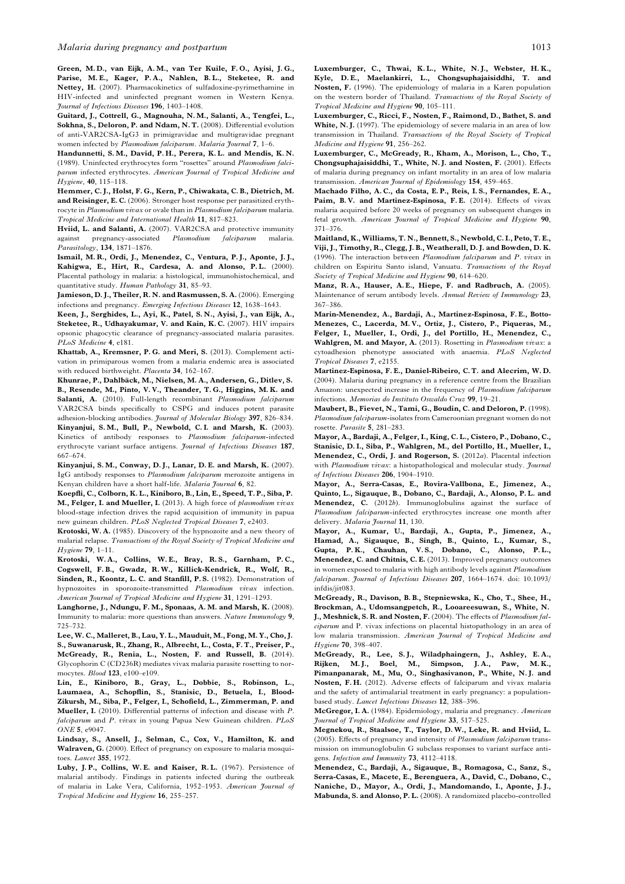**Green, M. D., van Eijk, A. M., van Ter Kuile, F. O., Ayisi, J. G., Parise, M. E., Kager, P. A., Nahlen, B. L., Steketee, R. and Nettey, H.** (2007). Pharmacokinetics of sulfadoxine-pyrimethamine in HIV-infected and uninfected pregnant women in Western Kenya. *Journal of Infectious Diseases* **196**, 1403–1408.

**Guitard, J., Cottrell, G., Magnouha, N. M., Salanti, A., Tengfei, L., Sokhna, S., Deloron, P. and Ndam, N. T.** (2008). Differential evolution of anti-VAR2CSA-IgG3 in primigravidae and multigravidae pregnant women infected by *Plasmodium falciparum*. *Malaria Journal* **7**, 1–6.

**Handunnetti, S. M., David, P. H., Perera, K. L. and Mendis, K. N.** (1989). Uninfected erythrocytes form "rosettes" around *Plasmodium falciparum* infected erythrocytes. *American Journal of Tropical Medicine and Hygiene*, **40**, 115–118.

**Hemmer, C. J., Holst, F. G., Kern, P., Chiwakata, C. B., Dietrich, M. and Reisinger, E. C.** (2006). Stronger host response per parasitized erythrocyte in *Plasmodium vivax* or ovale than in *Plasmodium falciparum* malaria. *Tropical Medicine and International Health* **11**, 817–823.

**Hviid, L. and Salanti, A.** (2007). VAR2CSA and protective immunity against pregnancy-associated *Plasmodium falciparum* malaria. *Parasitology*, **134**, 1871–1876.

**Ismail, M. R., Ordi, J., Menendez, C., Ventura, P. J., Aponte, J. J., Kahigwa, E., Hirt, R., Cardesa, A. and Alonso, P. L.** (2000). Placental pathology in malaria: a histological, immunohistochemical, and quantitative study. *Human Pathology* **31**, 85–93.

**Jamieson, D. J., Theiler, R. N. and Rasmussen, S. A.** (2006). Emerging infections and pregnancy. *Emerging Infectious Diseases* **12**, 1638–1643.

**Keen, J., Serghides, L., Ayi, K., Patel, S. N., Ayisi, J., van Eijk, A., Steketee, R., Udhayakumar, V. and Kain, K. C.** (2007). HIV impairs opsonic phagocytic clearance of pregnancy-associated malaria parasites. *PLoS Medicine* **4**, e181.

**Khattab, A., Kremsner, P. G. and Meri, S.** (2013). Complement activation in primiparous women from a malaria endemic area is associated with reduced birthweight. *Placenta* **34**, 162–167.

**Khunrae, P., Dahlbäck, M., Nielsen, M. A., Andersen, G., Ditlev, S. B., Resende, M., Pinto, V. V., Theander, T. G., Higgins, M. K. and Salanti, A.** (2010). Full-length recombinant *Plasmodium falciparum* VAR2CSA binds specifically to CSPG and induces potent parasite adhesion-blocking antibodies. *Journal of Molecular Biology* **397**, 826–834.

**Kinyanjui, S. M., Bull, P., Newbold, C. I. and Marsh, K.** (2003). Kinetics of antibody responses to *Plasmodium falciparum*-infected erythrocyte variant surface antigens. *Journal of Infectious Diseases* **187**, 667–674.

**Kinyanjui, S. M., Conway, D. J., Lanar, D. E. and Marsh, K.** (2007). IgG antibody responses to *Plasmodium falciparum* merozoite antigens in Kenyan children have a short half-life. *Malaria Journal* **6**, 82.

**Koepfli, C., Colborn, K. L., Kiniboro, B., Lin, E., Speed, T. P., Siba, P. M., Felger, I. and Mueller, I.** (2013). A high force of *plasmodium vivax* blood-stage infection drives the rapid acquisition of immunity in papua new guinean children. *PLoS Neglected Tropical Diseases* **7**, e2403.

**Krotoski, W. A.** (1985). Discovery of the hypnozoite and a new theory of malarial relapse. *Transactions of the Royal Society of Tropical Medicine and Hygiene* **79**, 1–11.

**Krotoski, W. A., Collins, W. E., Bray, R. S., Garnham, P. C., Cogswell, F. B., Gwadz, R. W., Killick-Kendrick, R., Wolf, R., Sinden, R., Koontz, L. C. and Stanfill, P. S.** (1982). Demonstration of hypnozoites in sporozoite-transmitted *Plasmodium vivax* infection. *American Journal of Tropical Medicine and Hygiene* **31**, 1291–1293.

**Langhorne, J., Ndungu, F. M., Sponaas, A. M. and Marsh, K.** (2008). Immunity to malaria: more questions than answers. *Nature Immunology* **9**, 725–732.

**Lee, W. C., Malleret, B., Lau, Y. L., Mauduit, M., Fong, M. Y., Cho, J. S., Suwanarusk, R., Zhang, R., Albrecht, L., Costa, F. T., Preiser, P., McGready, R., Renia, L., Nosten, F. and Russell, B.** (2014). Glycophorin C (CD236R) mediates vivax malaria parasite rosetting to normocytes. *Blood* **123**, e100–e109.

**Lin, E., Kiniboro, B., Gray, L., Dobbie, S., Robinson, L., Laumaea, A., Schopflin, S., Stanisic, D., Betuela, I., Blood-Zikursh, M., Siba, P., Felger, I., Schofield, L., Zimmerman, P. and Mueller, I.** (2010). Differential patterns of infection and disease with *P. falciparum* and *P. vivax* in young Papua New Guinean children. *PLoS ONE* **5**, e9047.

**Lindsay, S., Ansell, J., Selman, C., Cox, V., Hamilton, K. and Walraven, G.** (2000). Effect of pregnancy on exposure to malaria mosquitoes. *Lancet* **355**, 1972.

**Luby, J. P., Collins, W. E. and Kaiser, R. L.** (1967). Persistence of malarial antibody. Findings in patients infected during the outbreak of malaria in Lake Vera, California, 1952–1953. *American Journal of Tropical Medicine and Hygiene* **16**, 255–257.

**Luxemburger, C., Thwai, K. L., White, N. J., Webster, H. K., Kyle, D. E., Maelankirri, L., Chongsuphajaisiddhi, T. and Nosten, F.** (1996). The epidemiology of malaria in a Karen population on the western border of Thailand. *Transactions of the Royal Society of Tropical Medicine and Hygiene* **90**, 105–111.

**Luxemburger, C., Ricci, F., Nosten, F., Raimond, D., Bathet, S. and White, N. J.** (1997). The epidemiology of severe malaria in an area of low transmission in Thailand. *Transactions of the Royal Society of Tropical Medicine and Hygiene* **91**, 256–262.

**Luxemburger, C., McGready, R., Kham, A., Morison, L., Cho, T., Chongsuphajaisiddhi, T., White, N. J. and Nosten, F.** (2001). Effects of malaria during pregnancy on infant mortality in an area of low malaria transmission. *American Journal of Epidemiology* **154**, 459–465.

**Machado Filho, A. C., da Costa, E. P., Reis, I. S., Fernandes, E. A., Paim, B. V. and Martinez-Espinosa, F. E.** (2014). Effects of vivax malaria acquired before 20 weeks of pregnancy on subsequent changes in fetal growth. *American Journal of Tropical Medicine and Hygiene* **90**, 371–376.

**Maitland, K., Williams, T. N., Bennett, S., Newbold, C. I., Peto, T. E., Viji, J., Timothy, R., Clegg, J. B., Weatherall, D. J. and Bowden, D. K.** (1996). The interaction between *Plasmodium falciparum* and *P. vivax* in children on Espiritu Santo island, Vanuatu. *Transactions of the Royal Society of Tropical Medicine and Hygiene* **90**, 614–620.

**Manz, R. A., Hauser, A. E., Hiepe, F. and Radbruch, A.** (2005). Maintenance of serum antibody levels. *Annual Review of Immunology* **23**, 367–386.

**Marin-Menendez, A., Bardaji, A., Martinez-Espinosa, F. E., Botto-Menezes, C., Lacerda, M. V., Ortiz, J., Cistero, P., Piqueras, M., Felger, I., Mueller, I., Ordi, J., del Portillo, H., Menendez, C., Wahlgren, M. and Mayor, A.** (2013). Rosetting in *Plasmodium vivax*: a cytoadhesion phenotype associated with anaemia. *PLoS Neglected Tropical Diseases* **7**, e2155.

**Martinez-Espinosa, F. E., Daniel-Ribeiro, C. T. and Alecrim, W. D.** (2004). Malaria during pregnancy in a reference centre from the Brazilian Amazon: unexpected increase in the frequency of *Plasmodium falciparum* infections. *Memorias do Instituto Oswaldo Cruz* **99**, 19–21.

**Maubert, B., Fievet, N., Tami, G., Boudin, C. and Deloron, P.** (1998). *Plasmodium falciparum*-isolates from Cameroonian pregnant women do not rosette. *Parasite* **5**, 281–283.

**Mayor, A., Bardaji, A., Felger, I., King, C. L., Cistero, P., Dobano, C., Stanisic, D. I., Siba, P., Wahlgren, M., del Portillo, H., Mueller, I., Menendez, C., Ordi, J. and Rogerson, S.** (2012*a*). Placental infection with *Plasmodium vivax*: a histopathological and molecular study. *Journal of Infectious Diseases* **206**, 1904–1910.

**Mayor, A., Serra-Casas, E., Rovira-Vallbona, E., Jimenez, A., Quinto, L., Sigauque, B., Dobano, C., Bardaji, A., Alonso, P. L. and Menendez, C.** (2012*b*). Immunoglobulins against the surface of *Plasmodium falciparum*-infected erythrocytes increase one month after delivery. *Malaria Journal* **11**, 130.

**Mayor, A., Kumar, U., Bardaji, A., Gupta, P., Jimenez, A., Hamad, A., Sigauque, B., Singh, B., Quinto, L., Kumar, S., Gupta, P. K., Chauhan, V. S., Dobano, C., Alonso, P. L., Menendez, C. and Chitnis, C. E.** (2013). Improved pregnancy outcomes in women exposed to malaria with high antibody levels against *Plasmodium falciparum*. *Journal of Infectious Diseases* **207**, 1664–1674. doi: 10.1093/infdis/jit083.

**McGready, R., Davison, B. B., Stepniewska, K., Cho, T., Shee, H., Brockman, A., Udomsangpetch, R., Looareesuwan, S., White, N. J., Meshnick, S. R. and Nosten, F.** (2004). The effects of *Plasmodium falciparum* and P. vivax infections on placental histopathology in an area of low malaria transmission. *American Journal of Tropical Medicine and Hygiene* **70**, 398–407.

**McGready, R., Lee, S. J., Wiladphaingern, J., Ashley, E. A., Rijken, M. J., Boel, M., Simpson, J. A., Paw, M. K., Pimanpanarak, M., Mu, O., Singhasivanon, P., White, N. J. and Nosten, F. H.** (2012). Adverse effects of falciparum and vivax malaria and the safety of antimalarial treatment in early pregnancy: a population-based study. *Lancet Infectious Diseases* **12**, 388–396.

**McGregor, I. A.** (1984). Epidemiology, malaria and pregnancy. *American Journal of Tropical Medicine and Hygiene* **33**, 517–525.

**Megnekou, R., Staalsoe, T., Taylor, D. W., Leke, R. and Hviid, L.** (2005). Effects of pregnancy and intensity of *Plasmodium falciparum* transmission on immunoglobulin G subclass responses to variant surface antigens. *Infection and Immunity* **73**, 4112–4118.

**Menendez, C., Bardaji, A., Sigauque, B., Romagosa, C., Sanz, S., Serra-Casas, E., Macete, E., Berenguera, A., David, C., Dobano, C., Naniche, D., Mayor, A., Ordi, J., Mandomando, I., Aponte, J. J., Mabunda, S. and Alonso, P. L.** (2008). A randomized placebo-controlled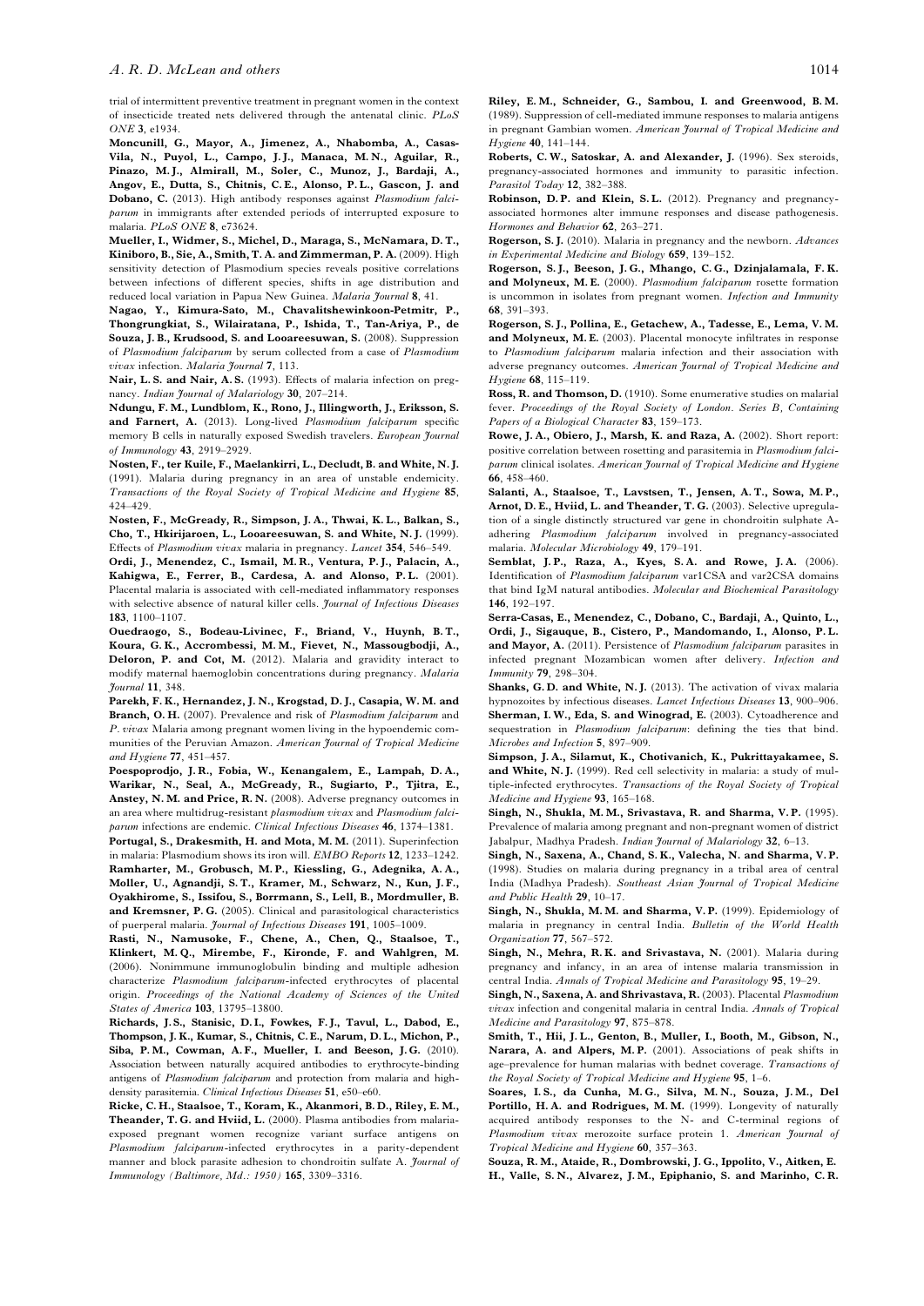trial of intermittent preventive treatment in pregnant women in the context of insecticide treated nets delivered through the antenatal clinic. *PLoS ONE* **3**, e1934.

**Moncunill, G., Mayor, A., Jimenez, A., Nhabomba, A., Casas-Vila, N., Puyol, L., Campo, J. J., Manaca, M. N., Aguilar, R., Pinazo, M. J., Almirall, M., Soler, C., Munoz, J., Bardaji, A., Angov, E., Dutta, S., Chitnis, C. E., Alonso, P. L., Gascon, J. and Dobano, C.** (2013). High antibody responses against *Plasmodium falciparum* in immigrants after extended periods of interrupted exposure to malaria. *PLoS ONE* **8**, e73624.

**Mueller, I., Widmer, S., Michel, D., Maraga, S., McNamara, D. T., Kiniboro, B., Sie, A., Smith, T. A. and Zimmerman, P. A.** (2009). High sensitivity detection of Plasmodium species reveals positive correlations between infections of different species, shifts in age distribution and reduced local variation in Papua New Guinea. *Malaria Journal* **8**, 41.

**Nagao, Y., Kimura-Sato, M., Chavalitshewinkoon-Petmitr, P., Thongrungkiat, S., Wilairatana, P., Ishida, T., Tan-Ariya, P., de Souza, J. B., Krudsood, S. and Looareesuwan, S.** (2008). Suppression of *Plasmodium falciparum* by serum collected from a case of *Plasmodium vivax* infection. *Malaria Journal* **7**, 113.

**Nair, L. S. and Nair, A. S.** (1993). Effects of malaria infection on pregnancy. *Indian Journal of Malariology* **30**, 207–214.

**Ndungu, F. M., Lundblom, K., Rono, J., Illingworth, J., Eriksson, S. and Farnert, A.** (2013). Long-lived *Plasmodium falciparum* specific memory B cells in naturally exposed Swedish travelers. *European Journal of Immunology* **43**, 2919–2929.

**Nosten, F., ter Kuile, F., Maelankirri, L., Decludt, B. and White, N. J.** (1991). Malaria during pregnancy in an area of unstable endemicity. *Transactions of the Royal Society of Tropical Medicine and Hygiene* **85**, 424–429.

**Nosten, F., McGready, R., Simpson, J. A., Thwai, K. L., Balkan, S., Cho, T., Hkirijaroen, L., Looareesuwan, S. and White, N. J.** (1999). Effects of *Plasmodium vivax* malaria in pregnancy. *Lancet* **354**, 546–549.

**Ordi, J., Menendez, C., Ismail, M. R., Ventura, P. J., Palacin, A., Kahigwa, E., Ferrer, B., Cardesa, A. and Alonso, P. L.** (2001). Placental malaria is associated with cell-mediated inflammatory responses with selective absence of natural killer cells. *Journal of Infectious Diseases* **183**, 1100–1107.

**Ouedraogo, S., Bodeau-Livinec, F., Briand, V., Huynh, B. T., Koura, G. K., Accrombessi, M. M., Fievet, N., Massougbodji, A., Deloron, P. and Cot, M.** (2012). Malaria and gravidity interact to modify maternal haemoglobin concentrations during pregnancy. *Malaria Journal* **11**, 348.

**Parekh, F. K., Hernandez, J. N., Krogstad, D. J., Casapia, W. M. and Branch, O. H.** (2007). Prevalence and risk of *Plasmodium falciparum* and *P. vivax* Malaria among pregnant women living in the hypoendemic communities of the Peruvian Amazon. *American Journal of Tropical Medicine and Hygiene* **77**, 451–457.

**Poespoprodjo, J. R., Fobia, W., Kenangalem, E., Lampah, D. A., Warikar, N., Seal, A., McGready, R., Sugiarto, P., Tjitra, E., Anstey, N. M. and Price, R. N.** (2008). Adverse pregnancy outcomes in an area where multidrug-resistant *plasmodium vivax* and *Plasmodium falciparum* infections are endemic. *Clinical Infectious Diseases* **46**, 1374–1381.

**Portugal, S., Drakesmith, H. and Mota, M. M.** (2011). Superinfection in malaria: Plasmodium shows its iron will. *EMBO Reports* **12**, 1233–1242.

**Ramharter, M., Grobusch, M. P., Kiessling, G., Adegnika, A. A., Moller, U., Agnandji, S. T., Kramer, M., Schwarz, N., Kun, J. F., Oyakhirome, S., Issifou, S., Borrmann, S., Lell, B., Mordmuller, B. and Kremsner, P. G.** (2005). Clinical and parasitological characteristics of puerperal malaria. *Journal of Infectious Diseases* **191**, 1005–1009.

**Rasti, N., Namusoke, F., Chene, A., Chen, Q., Staalsoe, T., Klinkert, M. Q., Mirembe, F., Kironde, F. and Wahlgren, M.** (2006). Nonimmune immunoglobulin binding and multiple adhesion characterize *Plasmodium falciparum*-infected erythrocytes of placental origin. *Proceedings of the National Academy of Sciences of the United States of America* **103**, 13795–13800.

**Richards, J. S., Stanisic, D. I., Fowkes, F. J., Tavul, L., Dabod, E., Thompson, J. K., Kumar, S., Chitnis, C. E., Narum, D. L., Michon, P., Siba, P. M., Cowman, A. F., Mueller, I. and Beeson, J. G.** (2010). Association between naturally acquired antibodies to erythrocyte-binding antigens of *Plasmodium falciparum* and protection from malaria and high-density parasitemia. *Clinical Infectious Diseases* **51**, e50–e60.

**Ricke, C. H., Staalsoe, T., Koram, K., Akanmori, B. D., Riley, E. M., Theander, T. G. and Hviid, L.** (2000). Plasma antibodies from malaria-exposed pregnant women recognize variant surface antigens on *Plasmodium falciparum*-infected erythrocytes in a parity-dependent manner and block parasite adhesion to chondroitin sulfate A. *Journal of Immunology (Baltimore, Md.: 1950)* **165**, 3309–3316.

**Riley, E. M., Schneider, G., Sambou, I. and Greenwood, B. M.** (1989). Suppression of cell-mediated immune responses to malaria antigens in pregnant Gambian women. *American Journal of Tropical Medicine and Hygiene* **40**, 141–144.

**Roberts, C. W., Satoskar, A. and Alexander, J.** (1996). Sex steroids, pregnancy-associated hormones and immunity to parasitic infection. *Parasitol Today* **12**, 382–388.

**Robinson, D. P. and Klein, S. L.** (2012). Pregnancy and pregnancy-associated hormones alter immune responses and disease pathogenesis. *Hormones and Behavior* **62**, 263–271.

**Rogerson, S. J.** (2010). Malaria in pregnancy and the newborn. *Advances in Experimental Medicine and Biology* **659**, 139–152.

**Rogerson, S. J., Beeson, J. G., Mhango, C. G., Dzinjalamala, F. K. and Molyneux, M. E.** (2000). *Plasmodium falciparum* rosette formation is uncommon in isolates from pregnant women. *Infection and Immunity* **68**, 391–393.

**Rogerson, S. J., Pollina, E., Getachew, A., Tadesse, E., Lema, V. M. and Molyneux, M. E.** (2003). Placental monocyte infiltrates in response to *Plasmodium falciparum* malaria infection and their association with adverse pregnancy outcomes. *American Journal of Tropical Medicine and Hygiene* **68**, 115–119.

**Ross, R. and Thomson, D.** (1910). Some enumerative studies on malarial fever. *Proceedings of the Royal Society of London. Series B, Containing Papers of a Biological Character* **83**, 159–173.

**Rowe, J. A., Obiero, J., Marsh, K. and Raza, A.** (2002). Short report: positive correlation between rosetting and parasitemia in *Plasmodium falciparum* clinical isolates. *American Journal of Tropical Medicine and Hygiene* **66**, 458–460.

**Salanti, A., Staalsoe, T., Lavstsen, T., Jensen, A. T., Sowa, M. P., Arnot, D. E., Hviid, L. and Theander, T. G.** (2003). Selective upregulation of a single distinctly structured var gene in chondroitin sulphate A-adhering *Plasmodium falciparum* involved in pregnancy-associated malaria. *Molecular Microbiology* **49**, 179–191.

**Semblat, J. P., Raza, A., Kyes, S. A. and Rowe, J. A.** (2006). Identification of *Plasmodium falciparum* var1CSA and var2CSA domains that bind IgM natural antibodies. *Molecular and Biochemical Parasitology* **146**, 192–197.

**Serra-Casas, E., Menendez, C., Dobano, C., Bardaji, A., Quinto, L., Ordi, J., Sigauque, B., Cistero, P., Mandomando, I., Alonso, P. L. and Mayor, A.** (2011). Persistence of *Plasmodium falciparum* parasites in infected pregnant Mozambican women after delivery. *Infection and Immunity* **79**, 298–304.

**Shanks, G. D. and White, N. J.** (2013). The activation of vivax malaria hypnozoites by infectious diseases. *Lancet Infectious Diseases* **13**, 900–906.

**Sherman, I. W., Eda, S. and Winograd, E.** (2003). Cytoadherence and sequestration in *Plasmodium falciparum*: defining the ties that bind. *Microbes and Infection* **5**, 897–909.

**Simpson, J. A., Silamut, K., Chotivanich, K., Pukrittayakamee, S. and White, N. J.** (1999). Red cell selectivity in malaria: a study of multiple-infected erythrocytes. *Transactions of the Royal Society of Tropical Medicine and Hygiene* **93**, 165–168.

**Singh, N., Shukla, M. M., Srivastava, R. and Sharma, V. P.** (1995). Prevalence of malaria among pregnant and non-pregnant women of district Jabalpur, Madhya Pradesh. *Indian Journal of Malariology* **32**, 6–13.

**Singh, N., Saxena, A., Chand, S. K., Valecha, N. and Sharma, V. P.** (1998). Studies on malaria during pregnancy in a tribal area of central India (Madhya Pradesh). *Southeast Asian Journal of Tropical Medicine and Public Health* **29**, 10–17.

**Singh, N., Shukla, M. M. and Sharma, V. P.** (1999). Epidemiology of malaria in pregnancy in central India. *Bulletin of the World Health Organization* **77**, 567–572.

**Singh, N., Mehra, R. K. and Srivastava, N.** (2001). Malaria during pregnancy and infancy, in an area of intense malaria transmission in central India. *Annals of Tropical Medicine and Parasitology* **95**, 19–29.

**Singh, N., Saxena, A. and Shrivastava, R.** (2003). Placental *Plasmodium vivax* infection and congenital malaria in central India. *Annals of Tropical Medicine and Parasitology* **97**, 875–878.

**Smith, T., Hii, J. L., Genton, B., Muller, I., Booth, M., Gibson, N., Narara, A. and Alpers, M. P.** (2001). Associations of peak shifts in age–prevalence for human malarias with bednet coverage. *Transactions of the Royal Society of Tropical Medicine and Hygiene* **95**, 1–6.

**Soares, I. S., da Cunha, M. G., Silva, M. N., Souza, J. M., Del Portillo, H. A. and Rodrigues, M. M.** (1999). Longevity of naturally acquired antibody responses to the N- and C-terminal regions of *Plasmodium vivax* merozoite surface protein 1. *American Journal of Tropical Medicine and Hygiene* **60**, 357–363.

**Souza, R. M., Ataide, R., Dombrowski, J. G., Ippolito, V., Aitken, E. H., Valle, S. N., Alvarez, J. M., Epiphanio, S. and Marinho, C. R.**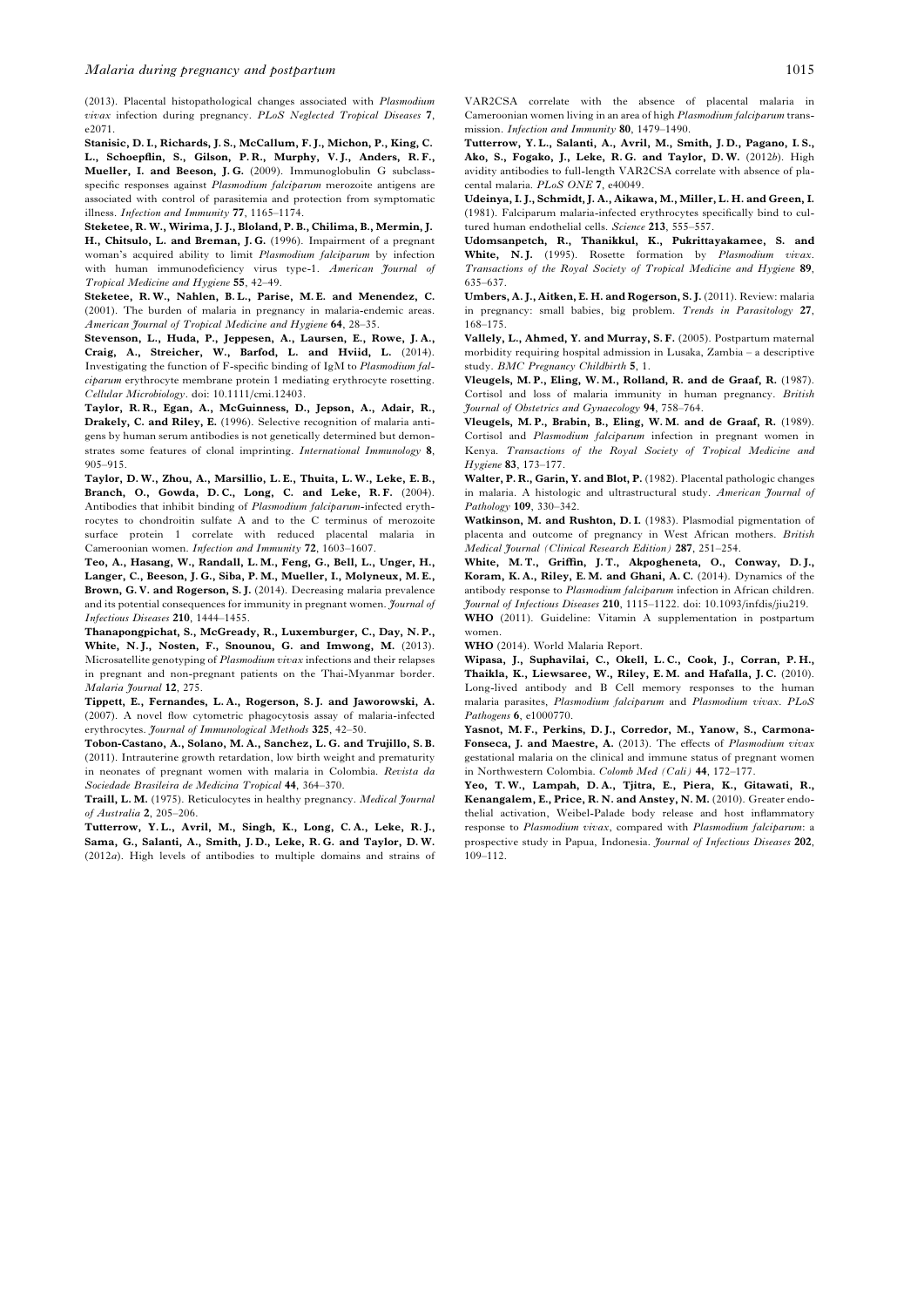(2013). Placental histopathological changes associated with *Plasmodium vivax* infection during pregnancy. *PLoS Neglected Tropical Diseases* **7**, e2071.

**Stanisic, D. I., Richards, J. S., McCallum, F. J., Michon, P., King, C. L., Schoepflin, S., Gilson, P. R., Murphy, V. J., Anders, R. F., Mueller, I. and Beeson, J. G.** (2009). Immunoglobulin G subclass-specific responses against *Plasmodium falciparum* merozoite antigens are associated with control of parasitemia and protection from symptomatic illness. *Infection and Immunity* **77**, 1165–1174.

**Steketee, R. W., Wirima, J. J., Bloland, P. B., Chilima, B., Mermin, J. H., Chitsulo, L. and Breman, J. G.** (1996). Impairment of a pregnant woman's acquired ability to limit *Plasmodium falciparum* by infection with human immunodeficiency virus type-1. *American Journal of Tropical Medicine and Hygiene* **55**, 42–49.

**Steketee, R. W., Nahlen, B. L., Parise, M. E. and Menendez, C.** (2001). The burden of malaria in pregnancy in malaria-endemic areas. *American Journal of Tropical Medicine and Hygiene* **64**, 28–35.

**Stevenson, L., Huda, P., Jeppesen, A., Laursen, E., Rowe, J. A., Craig, A., Streicher, W., Barfod, L. and Hviid, L.** (2014). Investigating the function of F-specific binding of IgM to *Plasmodium falciparum* erythrocyte membrane protein 1 mediating erythrocyte rosetting. *Cellular Microbiology*. doi: 10.1111/cmi.12403.

**Taylor, R. R., Egan, A., McGuinness, D., Jepson, A., Adair, R., Drakely, C. and Riley, E.** (1996). Selective recognition of malaria antigens by human serum antibodies is not genetically determined but demonstrates some features of clonal imprinting. *International Immunology* **8**, 905–915.

**Taylor, D. W., Zhou, A., Marsillio, L. E., Thuita, L. W., Leke, E. B., Branch, O., Gowda, D. C., Long, C. and Leke, R. F.** (2004). Antibodies that inhibit binding of *Plasmodium falciparum*-infected erythrocytes to chondroitin sulfate A and to the C terminus of merozoite surface protein 1 correlate with reduced placental malaria in Cameroonian women. *Infection and Immunity* **72**, 1603–1607.

**Teo, A., Hasang, W., Randall, L. M., Feng, G., Bell, L., Unger, H., Langer, C., Beeson, J. G., Siba, P. M., Mueller, I., Molyneux, M. E., Brown, G. V. and Rogerson, S. J.** (2014). Decreasing malaria prevalence and its potential consequences for immunity in pregnant women. *Journal of Infectious Diseases* **210**, 1444–1455.

**Thanapongpichat, S., McGready, R., Luxemburger, C., Day, N. P., White, N. J., Nosten, F., Snounou, G. and Imwong, M.** (2013). Microsatellite genotyping of *Plasmodium vivax* infections and their relapses in pregnant and non-pregnant patients on the Thai-Myanmar border. *Malaria Journal* **12**, 275.

**Tippett, E., Fernandes, L. A., Rogerson, S. J. and Jaworowski, A.** (2007). A novel flow cytometric phagocytosis assay of malaria-infected erythrocytes. *Journal of Immunological Methods* **325**, 42–50.

**Tobon-Castano, A., Solano, M. A., Sanchez, L. G. and Trujillo, S. B.** (2011). Intrauterine growth retardation, low birth weight and prematurity in neonates of pregnant women with malaria in Colombia. *Revista da Sociedade Brasileira de Medicina Tropical* **44**, 364–370.

**Traill, L. M.** (1975). Reticulocytes in healthy pregnancy. *Medical Journal of Australia* **2**, 205–206.

**Tutterrow, Y. L., Avril, M., Singh, K., Long, C. A., Leke, R. J., Sama, G., Salanti, A., Smith, J. D., Leke, R. G. and Taylor, D. W.** (2012*a*). High levels of antibodies to multiple domains and strains of VAR2CSA correlate with the absence of placental malaria in Cameroonian women living in an area of high *Plasmodium falciparum* transmission. *Infection and Immunity* **80**, 1479–1490.

**Tutterrow, Y. L., Salanti, A., Avril, M., Smith, J. D., Pagano, I. S., Ako, S., Fogako, J., Leke, R. G. and Taylor, D. W.** (2012*b*). High avidity antibodies to full-length VAR2CSA correlate with absence of placental malaria. *PLoS ONE* **7**, e40049.

**Udeinya, I. J., Schmidt, J. A., Aikawa, M., Miller, L. H. and Green, I.** (1981). Falciparum malaria-infected erythrocytes specifically bind to cultured human endothelial cells. *Science* **213**, 555–557.

**Udomsanpetch, R., Thanikkul, K., Pukrittayakamee, S. and White, N. J.** (1995). Rosette formation by *Plasmodium vivax*. *Transactions of the Royal Society of Tropical Medicine and Hygiene* **89**, 635–637.

**Umbers, A. J., Aitken, E. H. and Rogerson, S. J.** (2011). Review: malaria in pregnancy: small babies, big problem. *Trends in Parasitology* **27**, 168–175.

**Vallely, L., Ahmed, Y. and Murray, S. F.** (2005). Postpartum maternal morbidity requiring hospital admission in Lusaka, Zambia – a descriptive study. *BMC Pregnancy Childbirth* **5**, 1.

**Vleugels, M. P., Eling, W. M., Rolland, R. and de Graaf, R.** (1987). Cortisol and loss of malaria immunity in human pregnancy. *British Journal of Obstetrics and Gynaecology* **94**, 758–764.

**Vleugels, M. P., Brabin, B., Eling, W. M. and de Graaf, R.** (1989). Cortisol and *Plasmodium falciparum* infection in pregnant women in Kenya. *Transactions of the Royal Society of Tropical Medicine and Hygiene* **83**, 173–177.

**Walter, P. R., Garin, Y. and Blot, P.** (1982). Placental pathologic changes in malaria. A histologic and ultrastructural study. *American Journal of Pathology* **109**, 330–342.

**Watkinson, M. and Rushton, D. I.** (1983). Plasmodial pigmentation of placenta and outcome of pregnancy in West African mothers. *British Medical Journal (Clinical Research Edition)* **287**, 251–254.

**White, M. T., Griffin, J. T., Akpogheneta, O., Conway, D. J., Koram, K. A., Riley, E. M. and Ghani, A. C.** (2014). Dynamics of the antibody response to *Plasmodium falciparum* infection in African children. *Journal of Infectious Diseases* **210**, 1115–1122. doi: 10.1093/infdis/jiu219.

**WHO** (2011). Guideline: Vitamin A supplementation in postpartum women.

**WHO** (2014). World Malaria Report.

**Wipasa, J., Suphavilai, C., Okell, L. C., Cook, J., Corran, P. H., Thaikla, K., Liewsaree, W., Riley, E. M. and Hafalla, J. C.** (2010). Long-lived antibody and B Cell memory responses to the human malaria parasites, *Plasmodium falciparum* and *Plasmodium vivax*. *PLoS Pathogens* **6**, e1000770.

**Yasnot, M. F., Perkins, D. J., Corredor, M., Yanow, S., Carmona-Fonseca, J. and Maestre, A.** (2013). The effects of *Plasmodium vivax* gestational malaria on the clinical and immune status of pregnant women in Northwestern Colombia. *Colomb Med (Cali)* **44**, 172–177.

**Yeo, T. W., Lampah, D. A., Tjitra, E., Piera, K., Gitawati, R., Kenangalem, E., Price, R. N. and Anstey, N. M.** (2010). Greater endothelial activation, Weibel-Palade body release and host inflammatory response to *Plasmodium vivax*, compared with *Plasmodium falciparum*: a prospective study in Papua, Indonesia. *Journal of Infectious Diseases* **202**, 109–112.